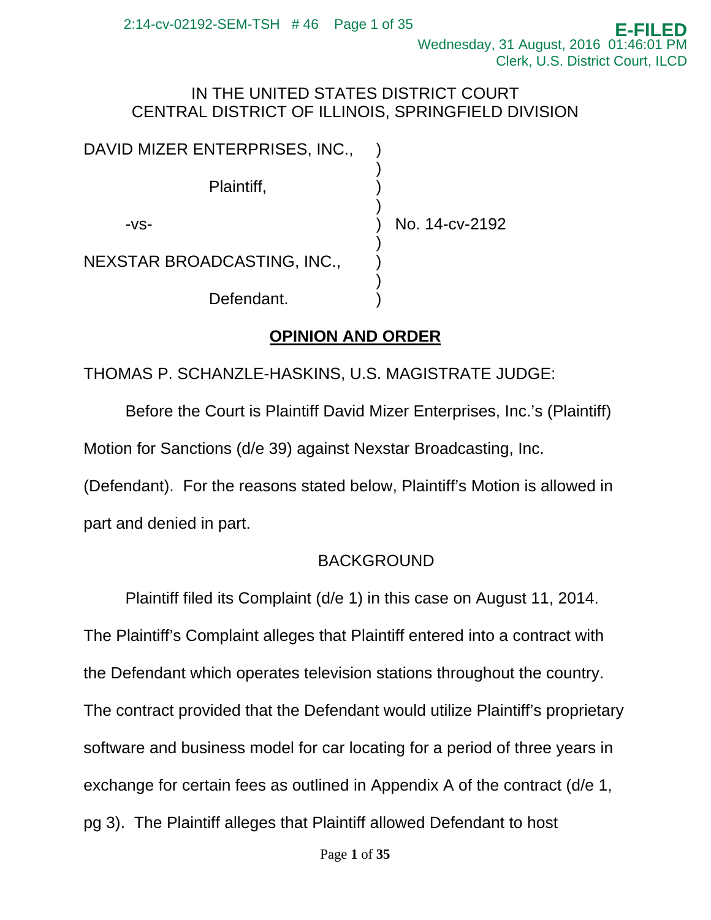IN THE UNITED STATES DISTRICT COURT
CENTRAL DISTRICT OF ILLINOIS, SPRINGFIELD DIVISION

| | | |
|---|---|---|
| DAVID MIZER ENTERPRISES, INC., | ) | |
| Plaintiff, | ) | |
| -vs- | ) | No. 14-cv-2192 |
| NEXSTAR BROADCASTING, INC., | ) | |
| Defendant. | ) | |

## OPINION AND ORDER

THOMAS P. SCHANZLE-HASKINS, U.S. MAGISTRATE JUDGE:

Before the Court is Plaintiff David Mizer Enterprises, Inc.'s (Plaintiff) Motion for Sanctions (d/e 39) against Nexstar Broadcasting, Inc. (Defendant). For the reasons stated below, Plaintiff's Motion is allowed in part and denied in part.

### BACKGROUND

Plaintiff filed its Complaint (d/e 1) in this case on August 11, 2014. The Plaintiff's Complaint alleges that Plaintiff entered into a contract with the Defendant which operates television stations throughout the country. The contract provided that the Defendant would utilize Plaintiff's proprietary software and business model for car locating for a period of three years in exchange for certain fees as outlined in Appendix A of the contract (d/e 1, pg 3). The Plaintiff alleges that Plaintiff allowed Defendant to host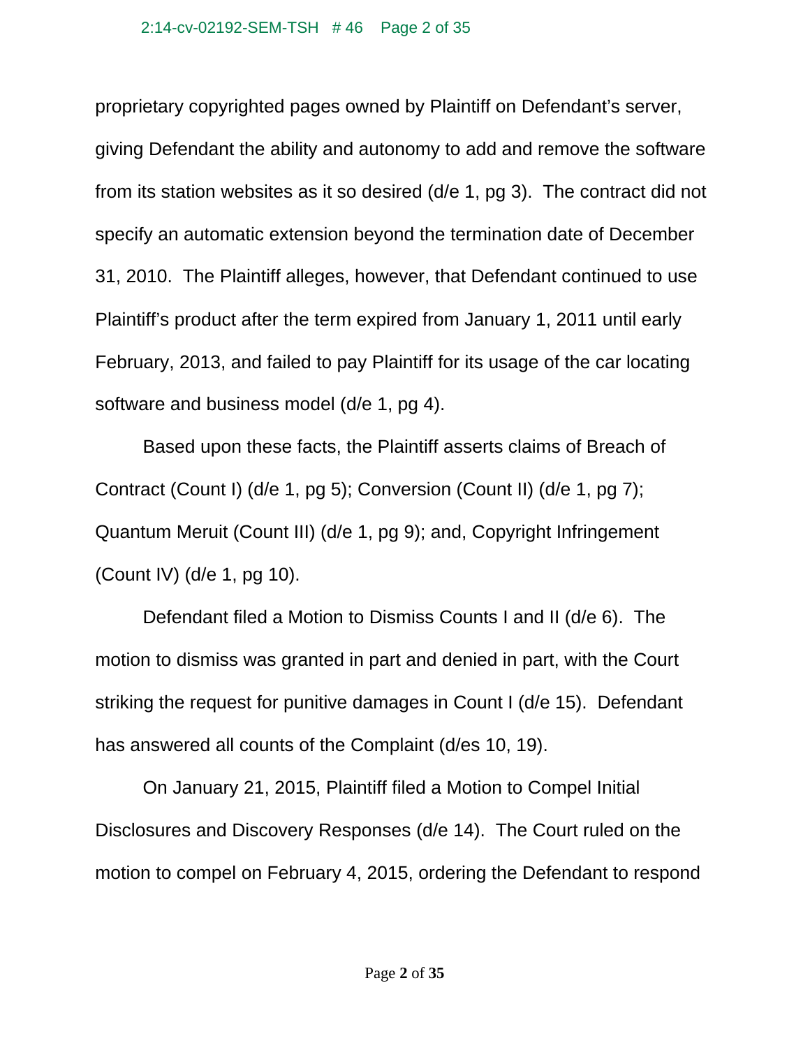proprietary copyrighted pages owned by Plaintiff on Defendant's server, giving Defendant the ability and autonomy to add and remove the software from its station websites as it so desired (d/e 1, pg 3). The contract did not specify an automatic extension beyond the termination date of December 31, 2010. The Plaintiff alleges, however, that Defendant continued to use Plaintiff's product after the term expired from January 1, 2011 until early February, 2013, and failed to pay Plaintiff for its usage of the car locating software and business model (d/e 1, pg 4).

Based upon these facts, the Plaintiff asserts claims of Breach of Contract (Count I) (d/e 1, pg 5); Conversion (Count II) (d/e 1, pg 7); Quantum Meruit (Count III) (d/e 1, pg 9); and, Copyright Infringement (Count IV) (d/e 1, pg 10).

Defendant filed a Motion to Dismiss Counts I and II (d/e 6). The motion to dismiss was granted in part and denied in part, with the Court striking the request for punitive damages in Count I (d/e 15). Defendant has answered all counts of the Complaint (d/es 10, 19).

On January 21, 2015, Plaintiff filed a Motion to Compel Initial Disclosures and Discovery Responses (d/e 14). The Court ruled on the motion to compel on February 4, 2015, ordering the Defendant to respond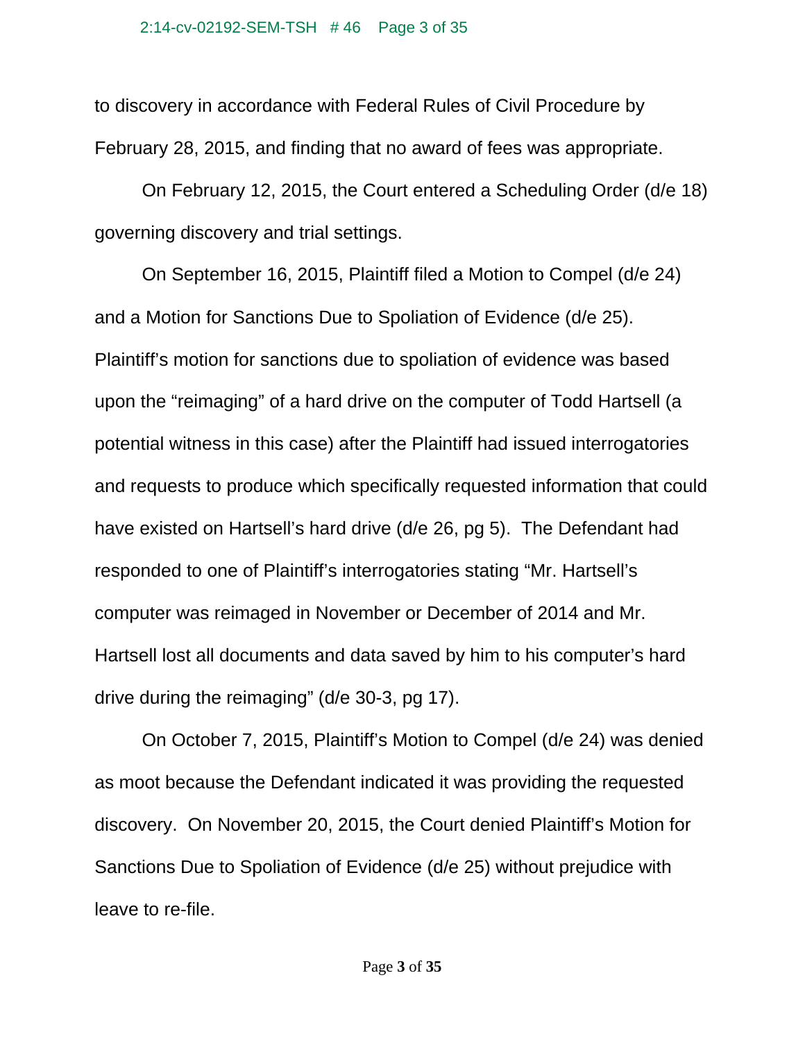to discovery in accordance with Federal Rules of Civil Procedure by February 28, 2015, and finding that no award of fees was appropriate.

On February 12, 2015, the Court entered a Scheduling Order (d/e 18) governing discovery and trial settings.

On September 16, 2015, Plaintiff filed a Motion to Compel (d/e 24) and a Motion for Sanctions Due to Spoliation of Evidence (d/e 25). Plaintiff's motion for sanctions due to spoliation of evidence was based upon the "reimaging" of a hard drive on the computer of Todd Hartsell (a potential witness in this case) after the Plaintiff had issued interrogatories and requests to produce which specifically requested information that could have existed on Hartsell's hard drive (d/e 26, pg 5). The Defendant had responded to one of Plaintiff's interrogatories stating "Mr. Hartsell's computer was reimaged in November or December of 2014 and Mr. Hartsell lost all documents and data saved by him to his computer's hard drive during the reimaging" (d/e 30-3, pg 17).

On October 7, 2015, Plaintiff's Motion to Compel (d/e 24) was denied as moot because the Defendant indicated it was providing the requested discovery. On November 20, 2015, the Court denied Plaintiff's Motion for Sanctions Due to Spoliation of Evidence (d/e 25) without prejudice with leave to re-file.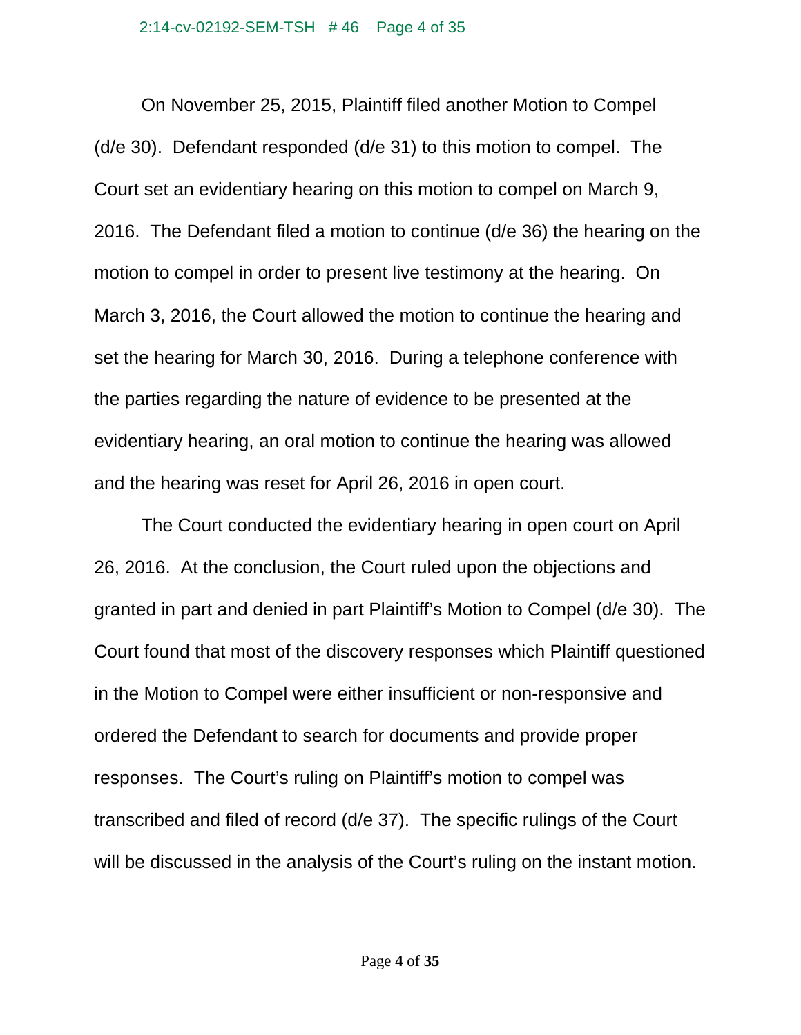On November 25, 2015, Plaintiff filed another Motion to Compel (d/e 30). Defendant responded (d/e 31) to this motion to compel. The Court set an evidentiary hearing on this motion to compel on March 9, 2016. The Defendant filed a motion to continue (d/e 36) the hearing on the motion to compel in order to present live testimony at the hearing. On March 3, 2016, the Court allowed the motion to continue the hearing and set the hearing for March 30, 2016. During a telephone conference with the parties regarding the nature of evidence to be presented at the evidentiary hearing, an oral motion to continue the hearing was allowed and the hearing was reset for April 26, 2016 in open court.

The Court conducted the evidentiary hearing in open court on April 26, 2016. At the conclusion, the Court ruled upon the objections and granted in part and denied in part Plaintiff's Motion to Compel (d/e 30). The Court found that most of the discovery responses which Plaintiff questioned in the Motion to Compel were either insufficient or non-responsive and ordered the Defendant to search for documents and provide proper responses. The Court's ruling on Plaintiff's motion to compel was transcribed and filed of record (d/e 37). The specific rulings of the Court will be discussed in the analysis of the Court's ruling on the instant motion.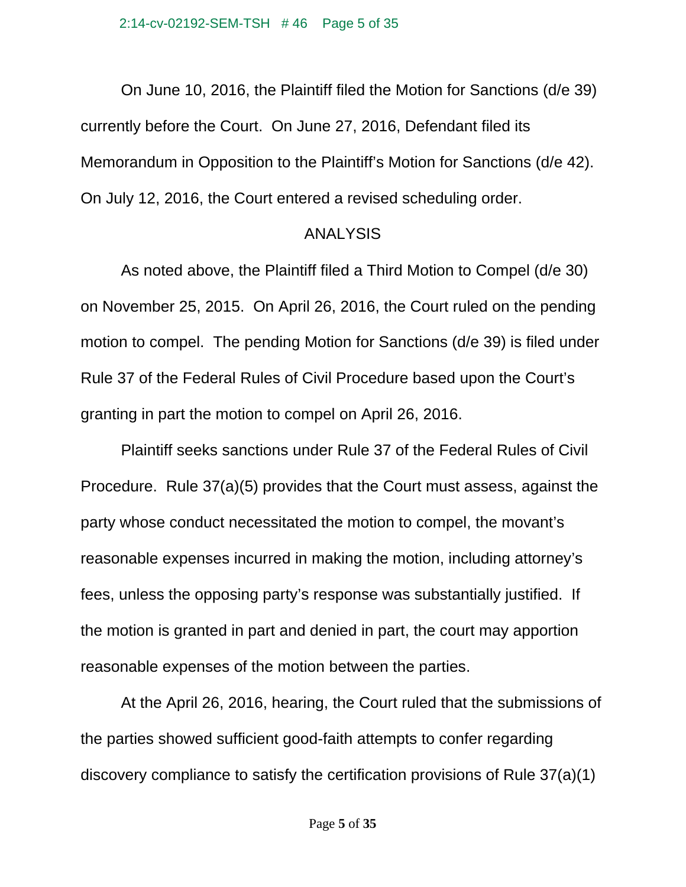On June 10, 2016, the Plaintiff filed the Motion for Sanctions (d/e 39) currently before the Court. On June 27, 2016, Defendant filed its Memorandum in Opposition to the Plaintiff's Motion for Sanctions (d/e 42). On July 12, 2016, the Court entered a revised scheduling order.

## ANALYSIS

As noted above, the Plaintiff filed a Third Motion to Compel (d/e 30) on November 25, 2015. On April 26, 2016, the Court ruled on the pending motion to compel. The pending Motion for Sanctions (d/e 39) is filed under Rule 37 of the Federal Rules of Civil Procedure based upon the Court's granting in part the motion to compel on April 26, 2016.

Plaintiff seeks sanctions under Rule 37 of the Federal Rules of Civil Procedure. Rule 37(a)(5) provides that the Court must assess, against the party whose conduct necessitated the motion to compel, the movant's reasonable expenses incurred in making the motion, including attorney's fees, unless the opposing party's response was substantially justified. If the motion is granted in part and denied in part, the court may apportion reasonable expenses of the motion between the parties.

At the April 26, 2016, hearing, the Court ruled that the submissions of the parties showed sufficient good-faith attempts to confer regarding discovery compliance to satisfy the certification provisions of Rule 37(a)(1)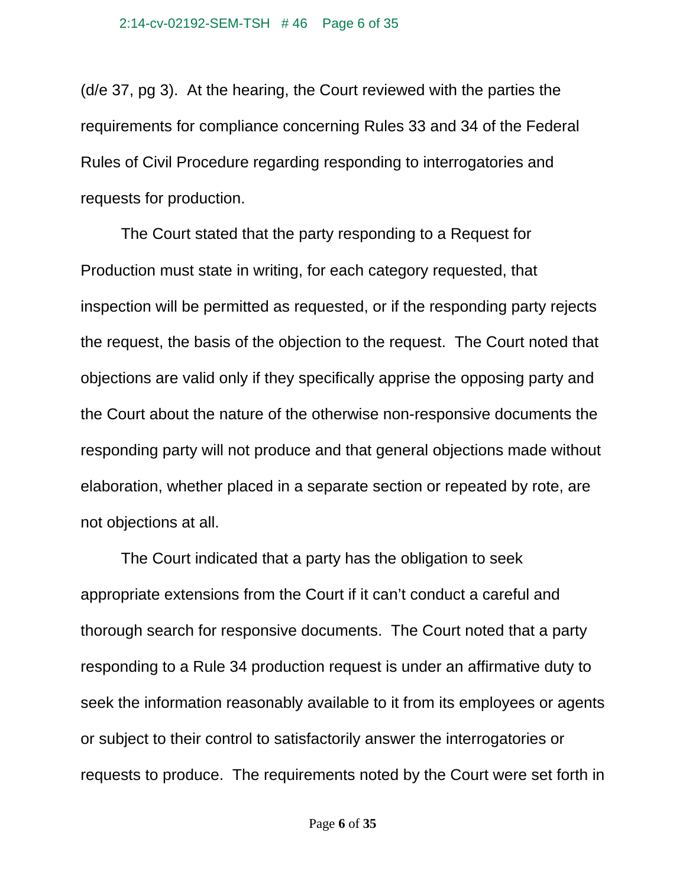(d/e 37, pg 3). At the hearing, the Court reviewed with the parties the requirements for compliance concerning Rules 33 and 34 of the Federal Rules of Civil Procedure regarding responding to interrogatories and requests for production.

The Court stated that the party responding to a Request for Production must state in writing, for each category requested, that inspection will be permitted as requested, or if the responding party rejects the request, the basis of the objection to the request. The Court noted that objections are valid only if they specifically apprise the opposing party and the Court about the nature of the otherwise non-responsive documents the responding party will not produce and that general objections made without elaboration, whether placed in a separate section or repeated by rote, are not objections at all.

The Court indicated that a party has the obligation to seek appropriate extensions from the Court if it can't conduct a careful and thorough search for responsive documents. The Court noted that a party responding to a Rule 34 production request is under an affirmative duty to seek the information reasonably available to it from its employees or agents or subject to their control to satisfactorily answer the interrogatories or requests to produce. The requirements noted by the Court were set forth in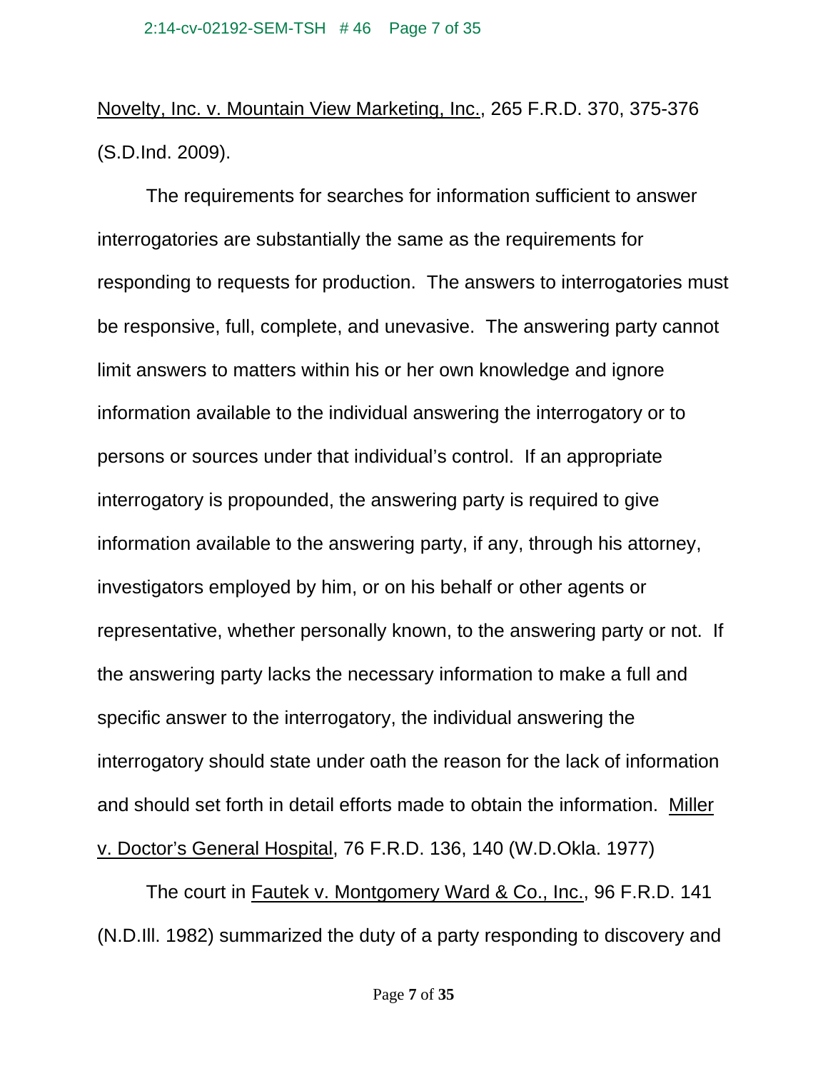Novelty, Inc. v. Mountain View Marketing, Inc., 265 F.R.D. 370, 375-376 (S.D.Ind. 2009).

The requirements for searches for information sufficient to answer interrogatories are substantially the same as the requirements for responding to requests for production. The answers to interrogatories must be responsive, full, complete, and unevasive. The answering party cannot limit answers to matters within his or her own knowledge and ignore information available to the individual answering the interrogatory or to persons or sources under that individual's control. If an appropriate interrogatory is propounded, the answering party is required to give information available to the answering party, if any, through his attorney, investigators employed by him, or on his behalf or other agents or representative, whether personally known, to the answering party or not. If the answering party lacks the necessary information to make a full and specific answer to the interrogatory, the individual answering the interrogatory should state under oath the reason for the lack of information and should set forth in detail efforts made to obtain the information. Miller v. Doctor's General Hospital, 76 F.R.D. 136, 140 (W.D.Okla. 1977)

The court in Fautek v. Montgomery Ward & Co., Inc., 96 F.R.D. 141 (N.D.Ill. 1982) summarized the duty of a party responding to discovery and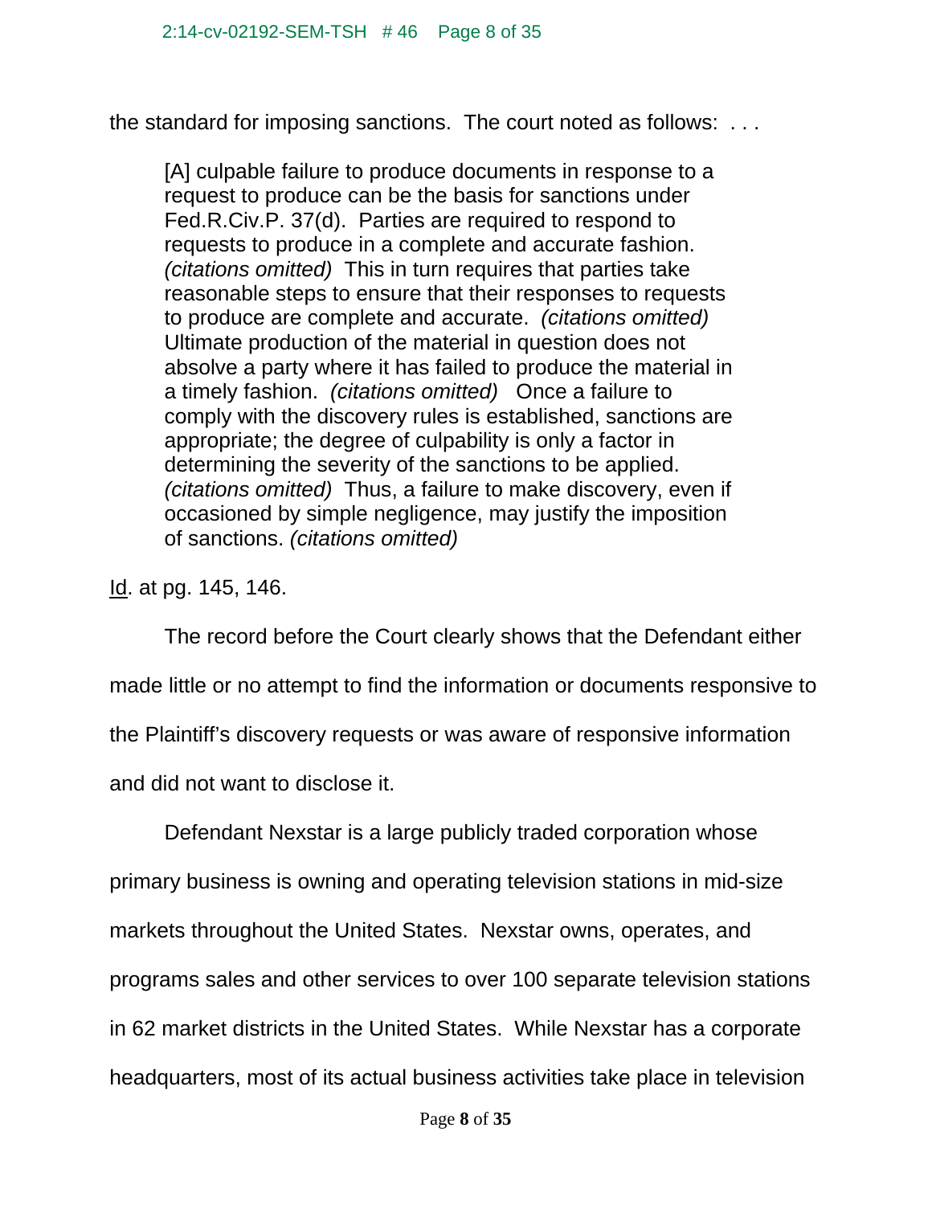the standard for imposing sanctions. The court noted as follows: . . .

> [A] culpable failure to produce documents in response to a request to produce can be the basis for sanctions under Fed.R.Civ.P. 37(d). Parties are required to respond to requests to produce in a complete and accurate fashion. *(citations omitted)* This in turn requires that parties take reasonable steps to ensure that their responses to requests to produce are complete and accurate. *(citations omitted)* Ultimate production of the material in question does not absolve a party where it has failed to produce the material in a timely fashion. *(citations omitted)* Once a failure to comply with the discovery rules is established, sanctions are appropriate; the degree of culpability is only a factor in determining the severity of the sanctions to be applied. *(citations omitted)* Thus, a failure to make discovery, even if occasioned by simple negligence, may justify the imposition of sanctions. *(citations omitted)*

Id. at pg. 145, 146.

The record before the Court clearly shows that the Defendant either made little or no attempt to find the information or documents responsive to the Plaintiff's discovery requests or was aware of responsive information and did not want to disclose it.

Defendant Nexstar is a large publicly traded corporation whose primary business is owning and operating television stations in mid-size markets throughout the United States. Nexstar owns, operates, and programs sales and other services to over 100 separate television stations in 62 market districts in the United States. While Nexstar has a corporate headquarters, most of its actual business activities take place in television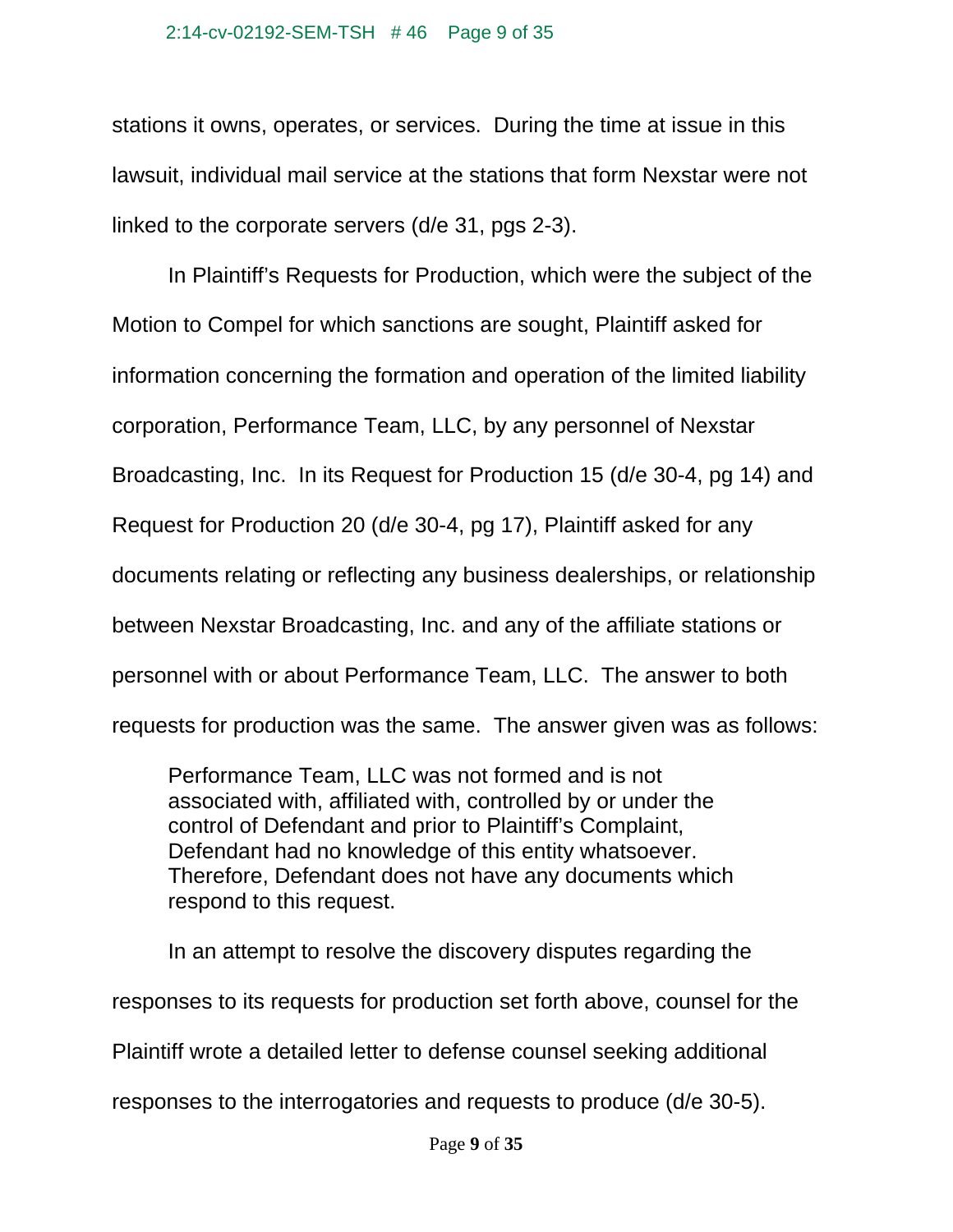stations it owns, operates, or services. During the time at issue in this lawsuit, individual mail service at the stations that form Nexstar were not linked to the corporate servers (d/e 31, pgs 2-3).

In Plaintiff's Requests for Production, which were the subject of the Motion to Compel for which sanctions are sought, Plaintiff asked for information concerning the formation and operation of the limited liability corporation, Performance Team, LLC, by any personnel of Nexstar Broadcasting, Inc. In its Request for Production 15 (d/e 30-4, pg 14) and Request for Production 20 (d/e 30-4, pg 17), Plaintiff asked for any documents relating or reflecting any business dealerships, or relationship between Nexstar Broadcasting, Inc. and any of the affiliate stations or personnel with or about Performance Team, LLC. The answer to both requests for production was the same. The answer given was as follows:

> Performance Team, LLC was not formed and is not associated with, affiliated with, controlled by or under the control of Defendant and prior to Plaintiff's Complaint, Defendant had no knowledge of this entity whatsoever. Therefore, Defendant does not have any documents which respond to this request.

In an attempt to resolve the discovery disputes regarding the responses to its requests for production set forth above, counsel for the Plaintiff wrote a detailed letter to defense counsel seeking additional responses to the interrogatories and requests to produce (d/e 30-5).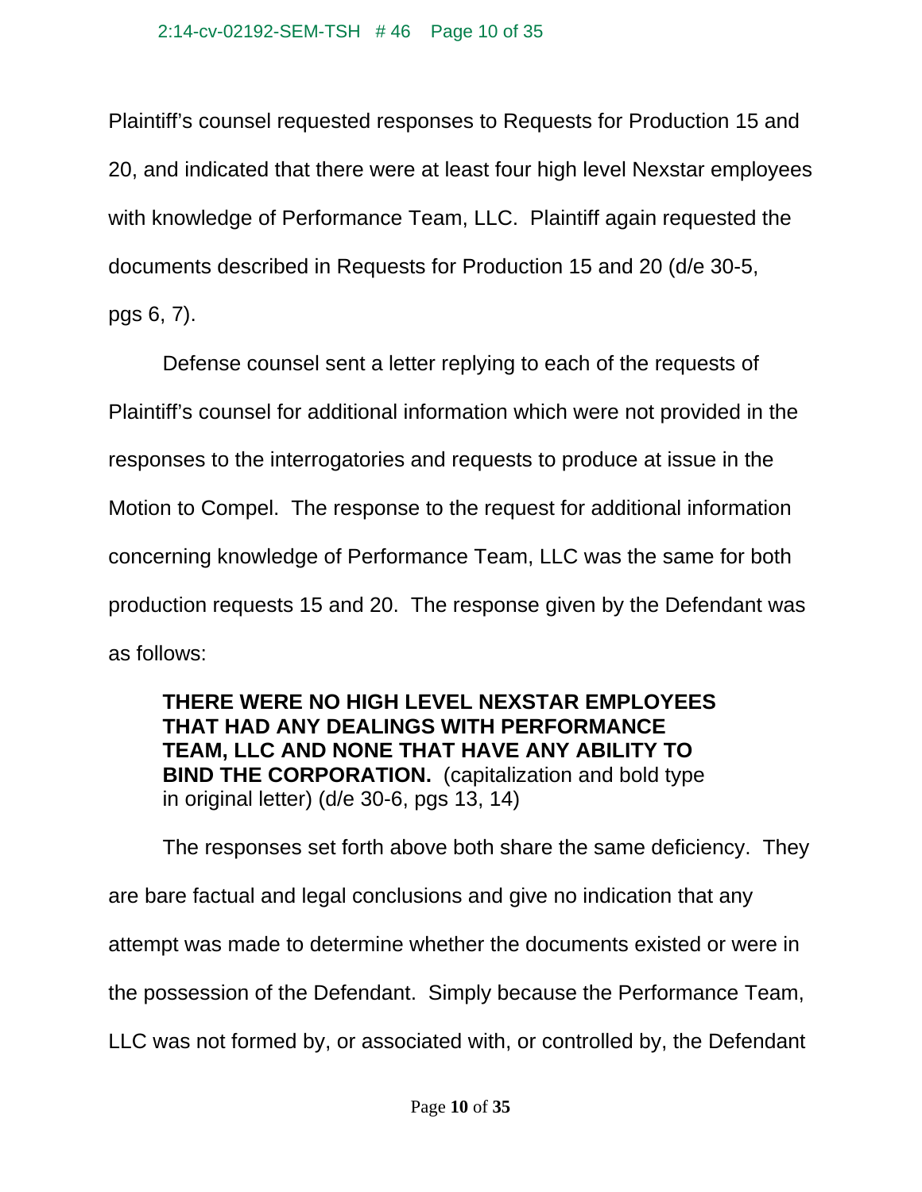Plaintiff's counsel requested responses to Requests for Production 15 and 20, and indicated that there were at least four high level Nexstar employees with knowledge of Performance Team, LLC. Plaintiff again requested the documents described in Requests for Production 15 and 20 (d/e 30-5, pgs 6, 7).

Defense counsel sent a letter replying to each of the requests of Plaintiff's counsel for additional information which were not provided in the responses to the interrogatories and requests to produce at issue in the Motion to Compel. The response to the request for additional information concerning knowledge of Performance Team, LLC was the same for both production requests 15 and 20. The response given by the Defendant was as follows:

> **THERE WERE NO HIGH LEVEL NEXSTAR EMPLOYEES THAT HAD ANY DEALINGS WITH PERFORMANCE TEAM, LLC AND NONE THAT HAVE ANY ABILITY TO BIND THE CORPORATION.** (capitalization and bold type in original letter) (d/e 30-6, pgs 13, 14)

The responses set forth above both share the same deficiency. They are bare factual and legal conclusions and give no indication that any attempt was made to determine whether the documents existed or were in the possession of the Defendant. Simply because the Performance Team, LLC was not formed by, or associated with, or controlled by, the Defendant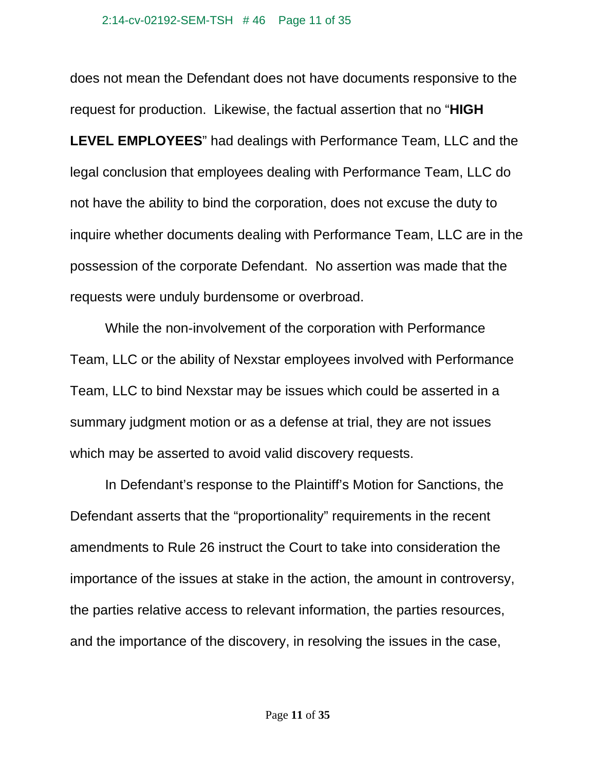does not mean the Defendant does not have documents responsive to the request for production. Likewise, the factual assertion that no "**HIGH LEVEL EMPLOYEES**" had dealings with Performance Team, LLC and the legal conclusion that employees dealing with Performance Team, LLC do not have the ability to bind the corporation, does not excuse the duty to inquire whether documents dealing with Performance Team, LLC are in the possession of the corporate Defendant. No assertion was made that the requests were unduly burdensome or overbroad.

While the non-involvement of the corporation with Performance Team, LLC or the ability of Nexstar employees involved with Performance Team, LLC to bind Nexstar may be issues which could be asserted in a summary judgment motion or as a defense at trial, they are not issues which may be asserted to avoid valid discovery requests.

In Defendant's response to the Plaintiff's Motion for Sanctions, the Defendant asserts that the "proportionality" requirements in the recent amendments to Rule 26 instruct the Court to take into consideration the importance of the issues at stake in the action, the amount in controversy, the parties relative access to relevant information, the parties resources, and the importance of the discovery, in resolving the issues in the case,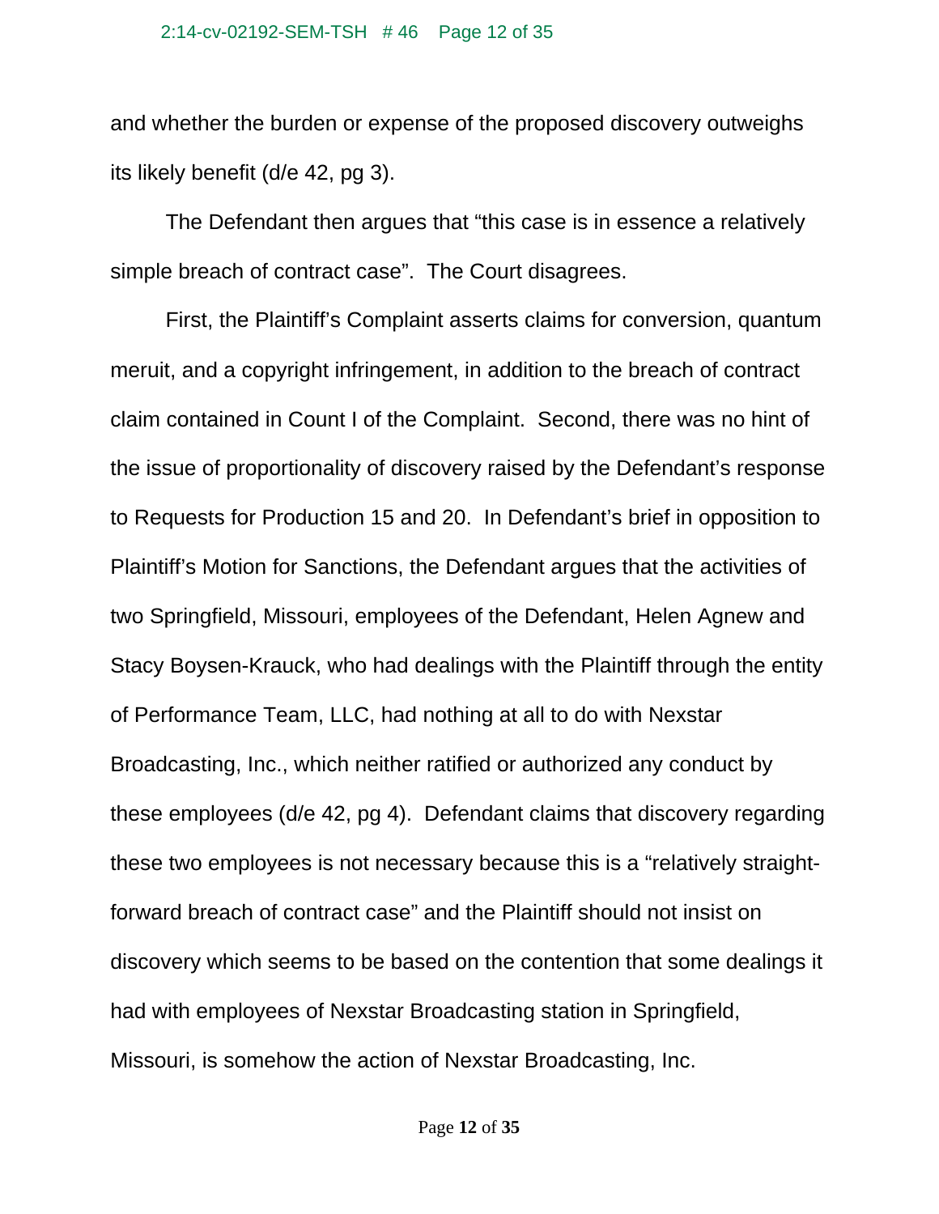and whether the burden or expense of the proposed discovery outweighs its likely benefit (d/e 42, pg 3).

The Defendant then argues that "this case is in essence a relatively simple breach of contract case". The Court disagrees.

First, the Plaintiff's Complaint asserts claims for conversion, quantum meruit, and a copyright infringement, in addition to the breach of contract claim contained in Count I of the Complaint. Second, there was no hint of the issue of proportionality of discovery raised by the Defendant's response to Requests for Production 15 and 20. In Defendant's brief in opposition to Plaintiff's Motion for Sanctions, the Defendant argues that the activities of two Springfield, Missouri, employees of the Defendant, Helen Agnew and Stacy Boysen-Krauck, who had dealings with the Plaintiff through the entity of Performance Team, LLC, had nothing at all to do with Nexstar Broadcasting, Inc., which neither ratified or authorized any conduct by these employees (d/e 42, pg 4). Defendant claims that discovery regarding these two employees is not necessary because this is a "relatively straight-forward breach of contract case" and the Plaintiff should not insist on discovery which seems to be based on the contention that some dealings it had with employees of Nexstar Broadcasting station in Springfield, Missouri, is somehow the action of Nexstar Broadcasting, Inc.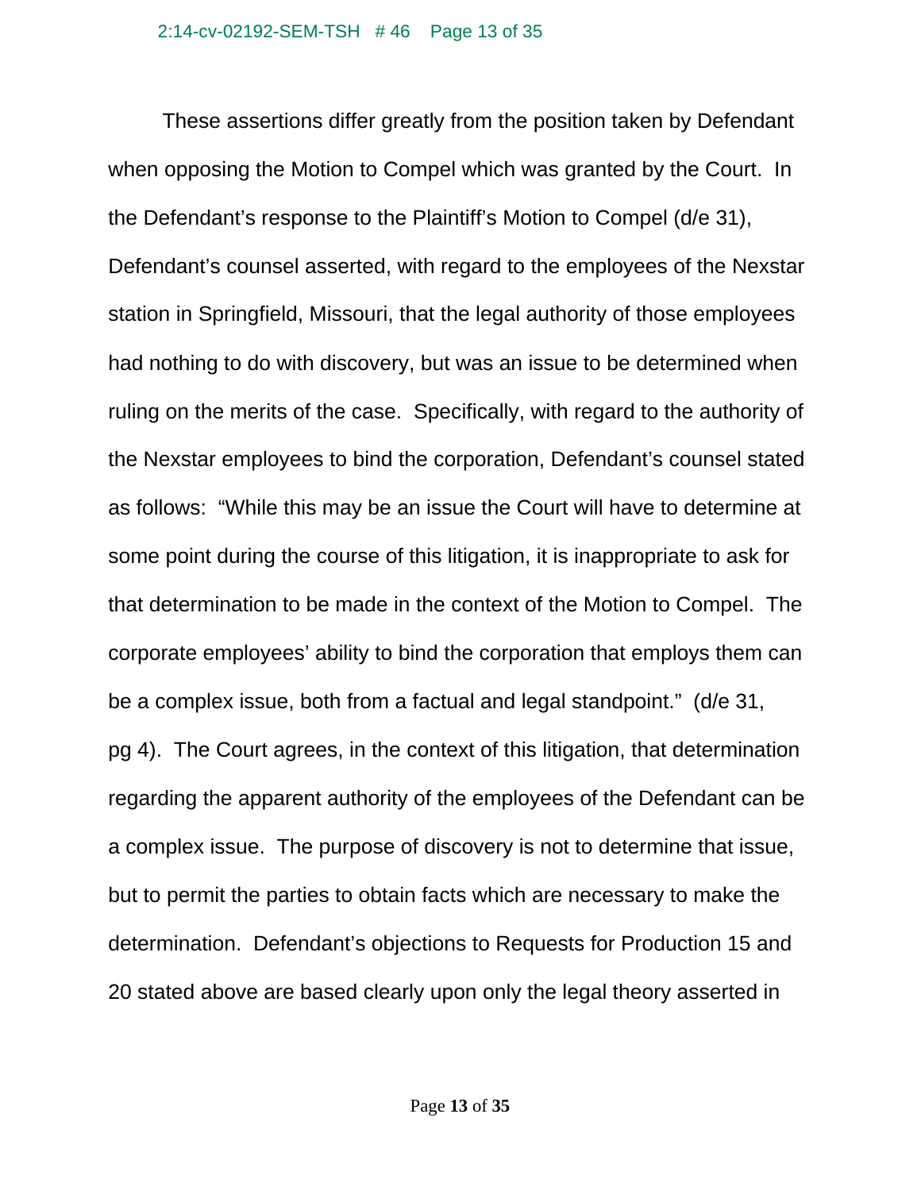These assertions differ greatly from the position taken by Defendant when opposing the Motion to Compel which was granted by the Court. In the Defendant's response to the Plaintiff's Motion to Compel (d/e 31), Defendant's counsel asserted, with regard to the employees of the Nexstar station in Springfield, Missouri, that the legal authority of those employees had nothing to do with discovery, but was an issue to be determined when ruling on the merits of the case. Specifically, with regard to the authority of the Nexstar employees to bind the corporation, Defendant's counsel stated as follows: "While this may be an issue the Court will have to determine at some point during the course of this litigation, it is inappropriate to ask for that determination to be made in the context of the Motion to Compel. The corporate employees' ability to bind the corporation that employs them can be a complex issue, both from a factual and legal standpoint." (d/e 31, pg 4). The Court agrees, in the context of this litigation, that determination regarding the apparent authority of the employees of the Defendant can be a complex issue. The purpose of discovery is not to determine that issue, but to permit the parties to obtain facts which are necessary to make the determination. Defendant's objections to Requests for Production 15 and 20 stated above are based clearly upon only the legal theory asserted in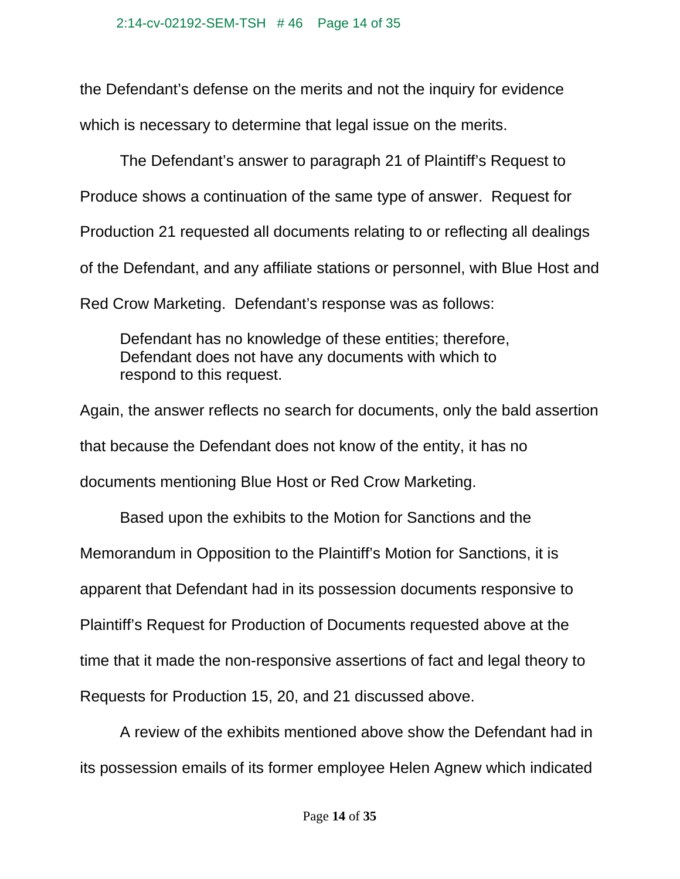the Defendant's defense on the merits and not the inquiry for evidence which is necessary to determine that legal issue on the merits.

The Defendant's answer to paragraph 21 of Plaintiff's Request to Produce shows a continuation of the same type of answer. Request for Production 21 requested all documents relating to or reflecting all dealings of the Defendant, and any affiliate stations or personnel, with Blue Host and Red Crow Marketing. Defendant's response was as follows:

> Defendant has no knowledge of these entities; therefore, Defendant does not have any documents with which to respond to this request.

Again, the answer reflects no search for documents, only the bald assertion that because the Defendant does not know of the entity, it has no documents mentioning Blue Host or Red Crow Marketing.

Based upon the exhibits to the Motion for Sanctions and the Memorandum in Opposition to the Plaintiff's Motion for Sanctions, it is apparent that Defendant had in its possession documents responsive to Plaintiff's Request for Production of Documents requested above at the time that it made the non-responsive assertions of fact and legal theory to Requests for Production 15, 20, and 21 discussed above.

A review of the exhibits mentioned above show the Defendant had in its possession emails of its former employee Helen Agnew which indicated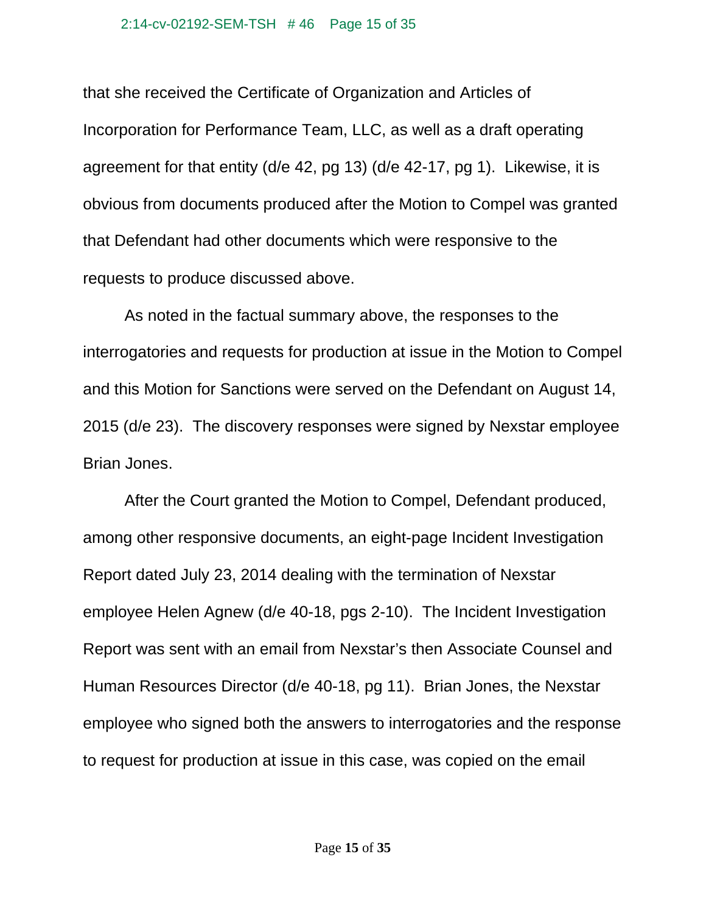that she received the Certificate of Organization and Articles of Incorporation for Performance Team, LLC, as well as a draft operating agreement for that entity (d/e 42, pg 13) (d/e 42-17, pg 1). Likewise, it is obvious from documents produced after the Motion to Compel was granted that Defendant had other documents which were responsive to the requests to produce discussed above.

As noted in the factual summary above, the responses to the interrogatories and requests for production at issue in the Motion to Compel and this Motion for Sanctions were served on the Defendant on August 14, 2015 (d/e 23). The discovery responses were signed by Nexstar employee Brian Jones.

After the Court granted the Motion to Compel, Defendant produced, among other responsive documents, an eight-page Incident Investigation Report dated July 23, 2014 dealing with the termination of Nexstar employee Helen Agnew (d/e 40-18, pgs 2-10). The Incident Investigation Report was sent with an email from Nexstar's then Associate Counsel and Human Resources Director (d/e 40-18, pg 11). Brian Jones, the Nexstar employee who signed both the answers to interrogatories and the response to request for production at issue in this case, was copied on the email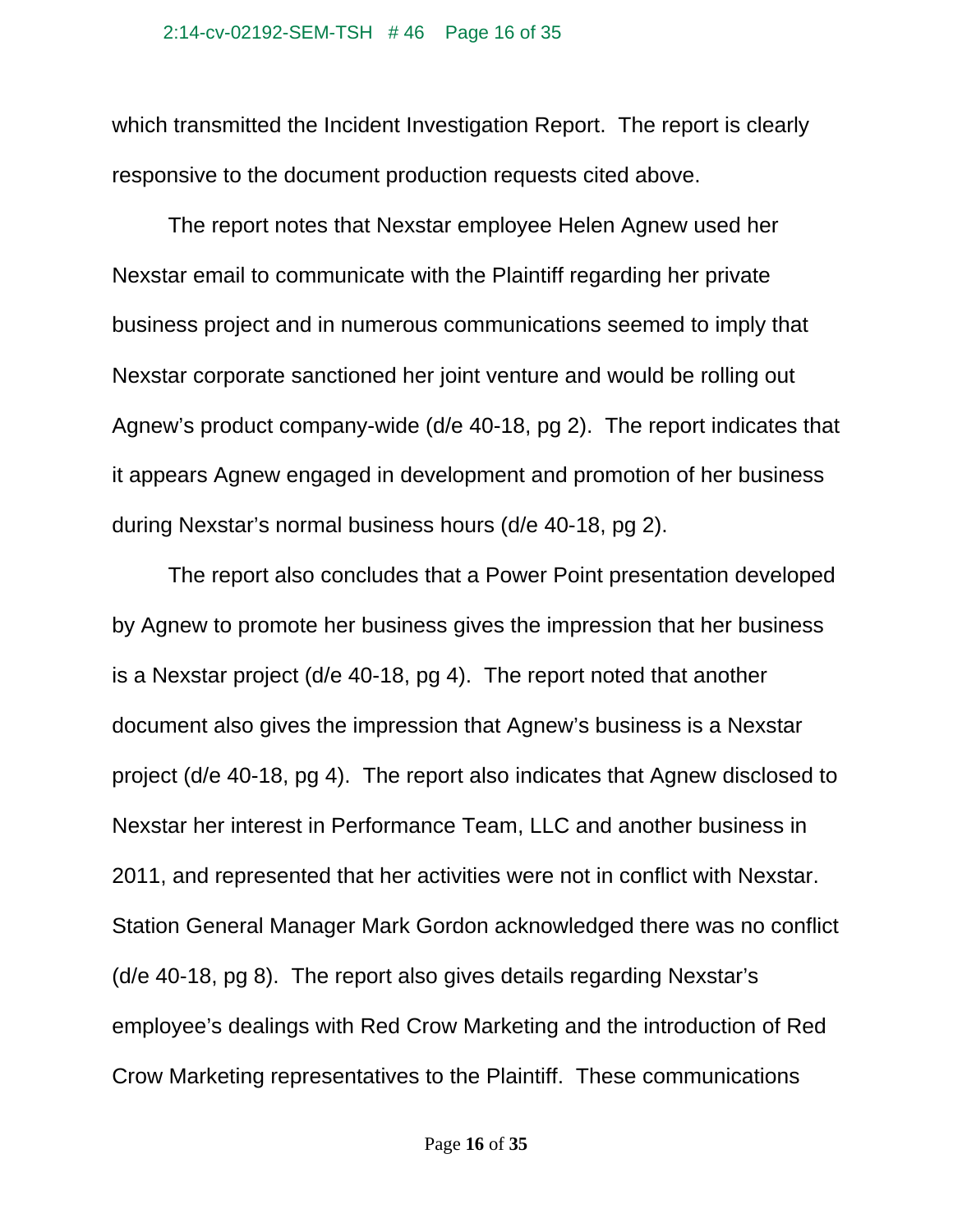which transmitted the Incident Investigation Report. The report is clearly responsive to the document production requests cited above.

The report notes that Nexstar employee Helen Agnew used her Nexstar email to communicate with the Plaintiff regarding her private business project and in numerous communications seemed to imply that Nexstar corporate sanctioned her joint venture and would be rolling out Agnew's product company-wide (d/e 40-18, pg 2). The report indicates that it appears Agnew engaged in development and promotion of her business during Nexstar's normal business hours (d/e 40-18, pg 2).

The report also concludes that a Power Point presentation developed by Agnew to promote her business gives the impression that her business is a Nexstar project (d/e 40-18, pg 4). The report noted that another document also gives the impression that Agnew's business is a Nexstar project (d/e 40-18, pg 4). The report also indicates that Agnew disclosed to Nexstar her interest in Performance Team, LLC and another business in 2011, and represented that her activities were not in conflict with Nexstar. Station General Manager Mark Gordon acknowledged there was no conflict (d/e 40-18, pg 8). The report also gives details regarding Nexstar's employee's dealings with Red Crow Marketing and the introduction of Red Crow Marketing representatives to the Plaintiff. These communications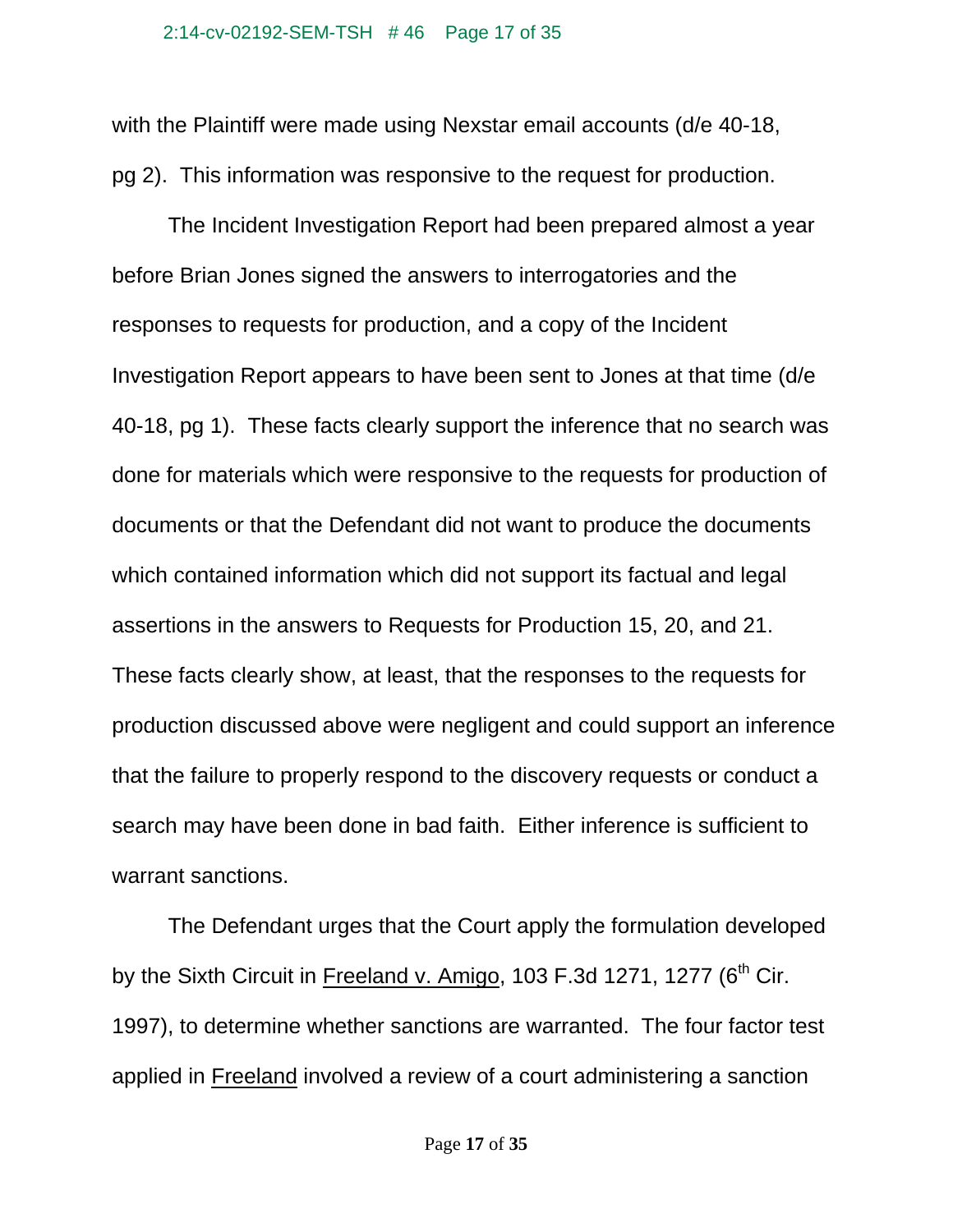with the Plaintiff were made using Nexstar email accounts (d/e 40-18, pg 2). This information was responsive to the request for production.

The Incident Investigation Report had been prepared almost a year before Brian Jones signed the answers to interrogatories and the responses to requests for production, and a copy of the Incident Investigation Report appears to have been sent to Jones at that time (d/e 40-18, pg 1). These facts clearly support the inference that no search was done for materials which were responsive to the requests for production of documents or that the Defendant did not want to produce the documents which contained information which did not support its factual and legal assertions in the answers to Requests for Production 15, 20, and 21. These facts clearly show, at least, that the responses to the requests for production discussed above were negligent and could support an inference that the failure to properly respond to the discovery requests or conduct a search may have been done in bad faith. Either inference is sufficient to warrant sanctions.

The Defendant urges that the Court apply the formulation developed by the Sixth Circuit in Freeland v. Amigo, 103 F.3d 1271, 1277 (6th Cir. 1997), to determine whether sanctions are warranted. The four factor test applied in Freeland involved a review of a court administering a sanction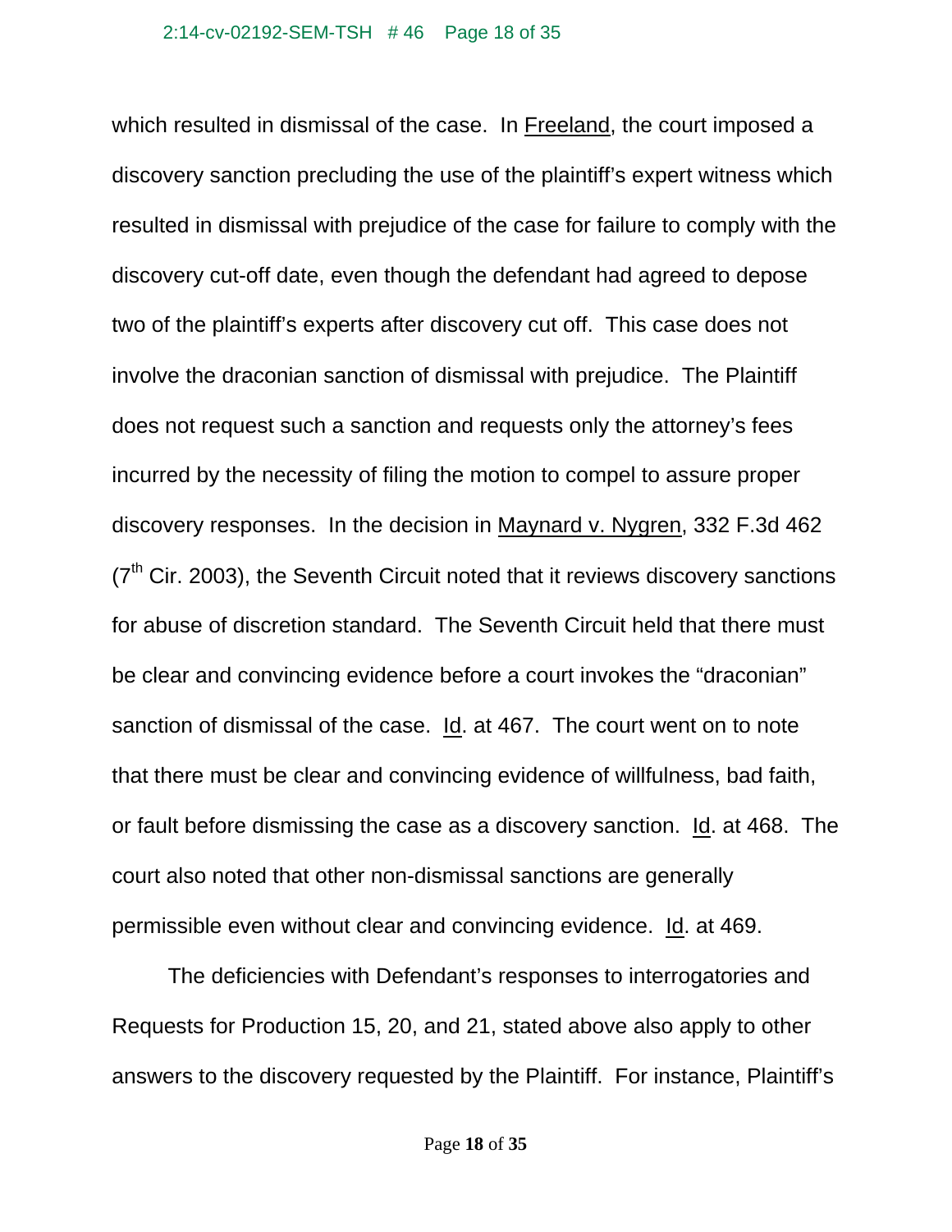which resulted in dismissal of the case. In Freeland, the court imposed a discovery sanction precluding the use of the plaintiff's expert witness which resulted in dismissal with prejudice of the case for failure to comply with the discovery cut-off date, even though the defendant had agreed to depose two of the plaintiff's experts after discovery cut off. This case does not involve the draconian sanction of dismissal with prejudice. The Plaintiff does not request such a sanction and requests only the attorney's fees incurred by the necessity of filing the motion to compel to assure proper discovery responses. In the decision in Maynard v. Nygren, 332 F.3d 462 (7th Cir. 2003), the Seventh Circuit noted that it reviews discovery sanctions for abuse of discretion standard. The Seventh Circuit held that there must be clear and convincing evidence before a court invokes the "draconian" sanction of dismissal of the case. Id. at 467. The court went on to note that there must be clear and convincing evidence of willfulness, bad faith, or fault before dismissing the case as a discovery sanction. Id. at 468. The court also noted that other non-dismissal sanctions are generally permissible even without clear and convincing evidence. Id. at 469.

The deficiencies with Defendant's responses to interrogatories and Requests for Production 15, 20, and 21, stated above also apply to other answers to the discovery requested by the Plaintiff. For instance, Plaintiff's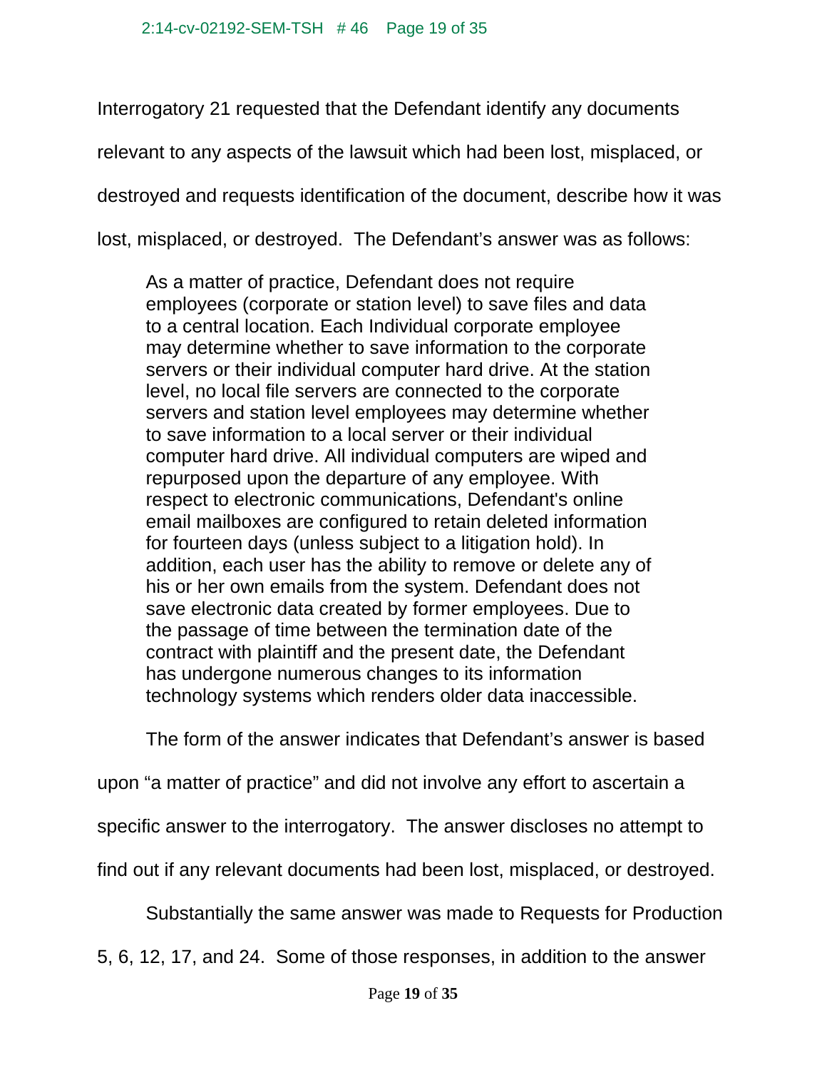Interrogatory 21 requested that the Defendant identify any documents relevant to any aspects of the lawsuit which had been lost, misplaced, or destroyed and requests identification of the document, describe how it was lost, misplaced, or destroyed. The Defendant's answer was as follows:

> As a matter of practice, Defendant does not require employees (corporate or station level) to save files and data to a central location. Each Individual corporate employee may determine whether to save information to the corporate servers or their individual computer hard drive. At the station level, no local file servers are connected to the corporate servers and station level employees may determine whether to save information to a local server or their individual computer hard drive. All individual computers are wiped and repurposed upon the departure of any employee. With respect to electronic communications, Defendant's online email mailboxes are configured to retain deleted information for fourteen days (unless subject to a litigation hold). In addition, each user has the ability to remove or delete any of his or her own emails from the system. Defendant does not save electronic data created by former employees. Due to the passage of time between the termination date of the contract with plaintiff and the present date, the Defendant has undergone numerous changes to its information technology systems which renders older data inaccessible.

The form of the answer indicates that Defendant's answer is based upon "a matter of practice" and did not involve any effort to ascertain a specific answer to the interrogatory. The answer discloses no attempt to find out if any relevant documents had been lost, misplaced, or destroyed.

Substantially the same answer was made to Requests for Production 5, 6, 12, 17, and 24. Some of those responses, in addition to the answer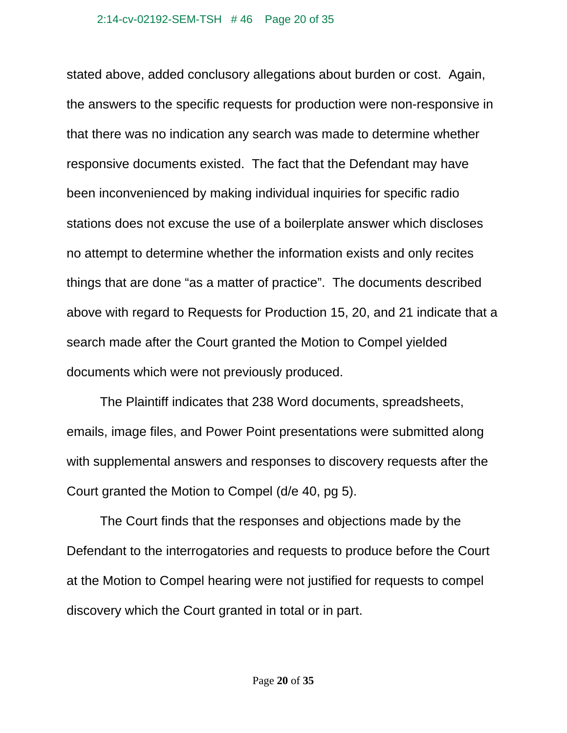stated above, added conclusory allegations about burden or cost. Again, the answers to the specific requests for production were non-responsive in that there was no indication any search was made to determine whether responsive documents existed. The fact that the Defendant may have been inconvenienced by making individual inquiries for specific radio stations does not excuse the use of a boilerplate answer which discloses no attempt to determine whether the information exists and only recites things that are done “as a matter of practice”. The documents described above with regard to Requests for Production 15, 20, and 21 indicate that a search made after the Court granted the Motion to Compel yielded documents which were not previously produced.

The Plaintiff indicates that 238 Word documents, spreadsheets, emails, image files, and Power Point presentations were submitted along with supplemental answers and responses to discovery requests after the Court granted the Motion to Compel (d/e 40, pg 5).

The Court finds that the responses and objections made by the Defendant to the interrogatories and requests to produce before the Court at the Motion to Compel hearing were not justified for requests to compel discovery which the Court granted in total or in part.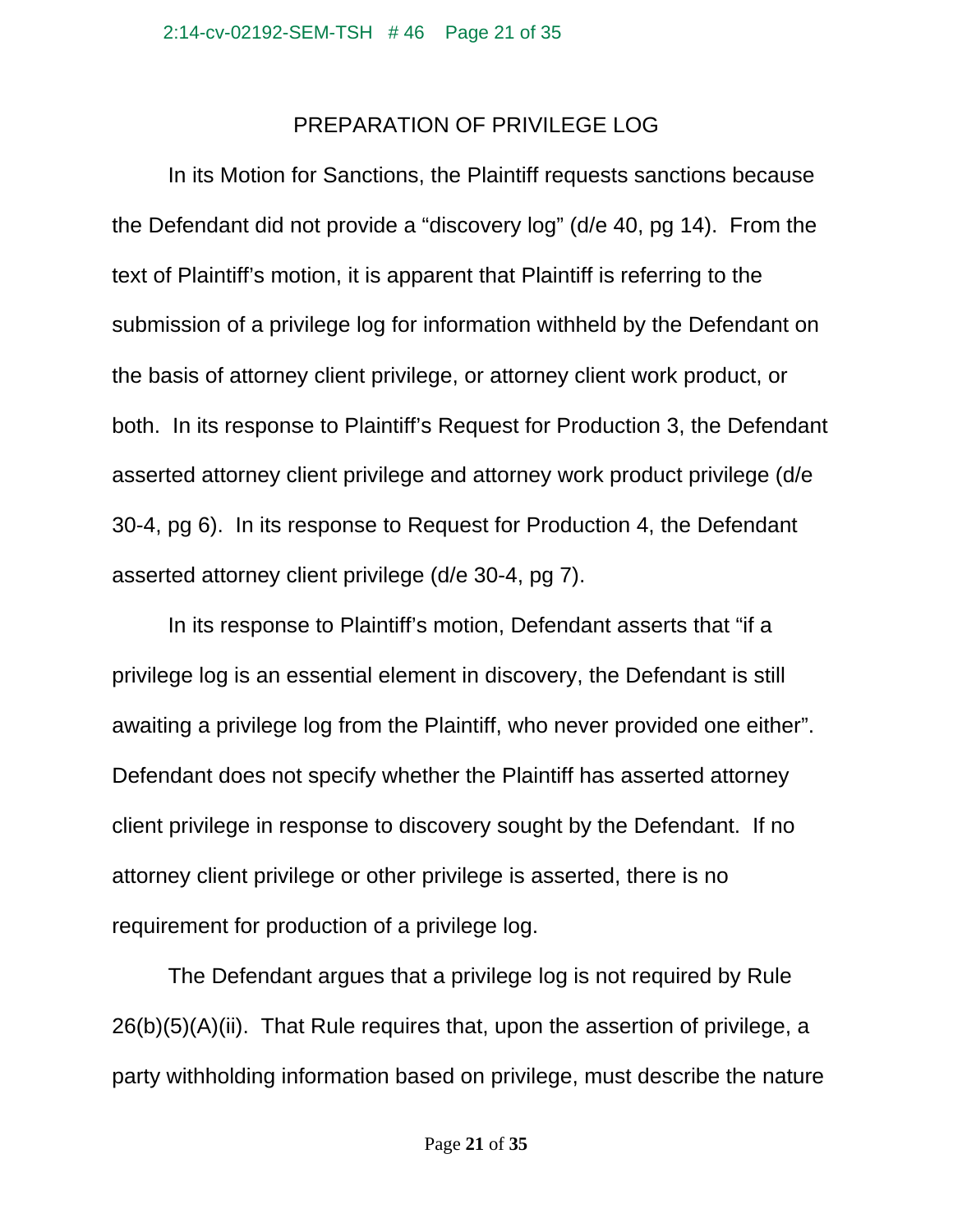## PREPARATION OF PRIVILEGE LOG

In its Motion for Sanctions, the Plaintiff requests sanctions because the Defendant did not provide a "discovery log" (d/e 40, pg 14). From the text of Plaintiff's motion, it is apparent that Plaintiff is referring to the submission of a privilege log for information withheld by the Defendant on the basis of attorney client privilege, or attorney client work product, or both. In its response to Plaintiff's Request for Production 3, the Defendant asserted attorney client privilege and attorney work product privilege (d/e 30-4, pg 6). In its response to Request for Production 4, the Defendant asserted attorney client privilege (d/e 30-4, pg 7).

In its response to Plaintiff's motion, Defendant asserts that "if a privilege log is an essential element in discovery, the Defendant is still awaiting a privilege log from the Plaintiff, who never provided one either". Defendant does not specify whether the Plaintiff has asserted attorney client privilege in response to discovery sought by the Defendant. If no attorney client privilege or other privilege is asserted, there is no requirement for production of a privilege log.

The Defendant argues that a privilege log is not required by Rule 26(b)(5)(A)(ii). That Rule requires that, upon the assertion of privilege, a party withholding information based on privilege, must describe the nature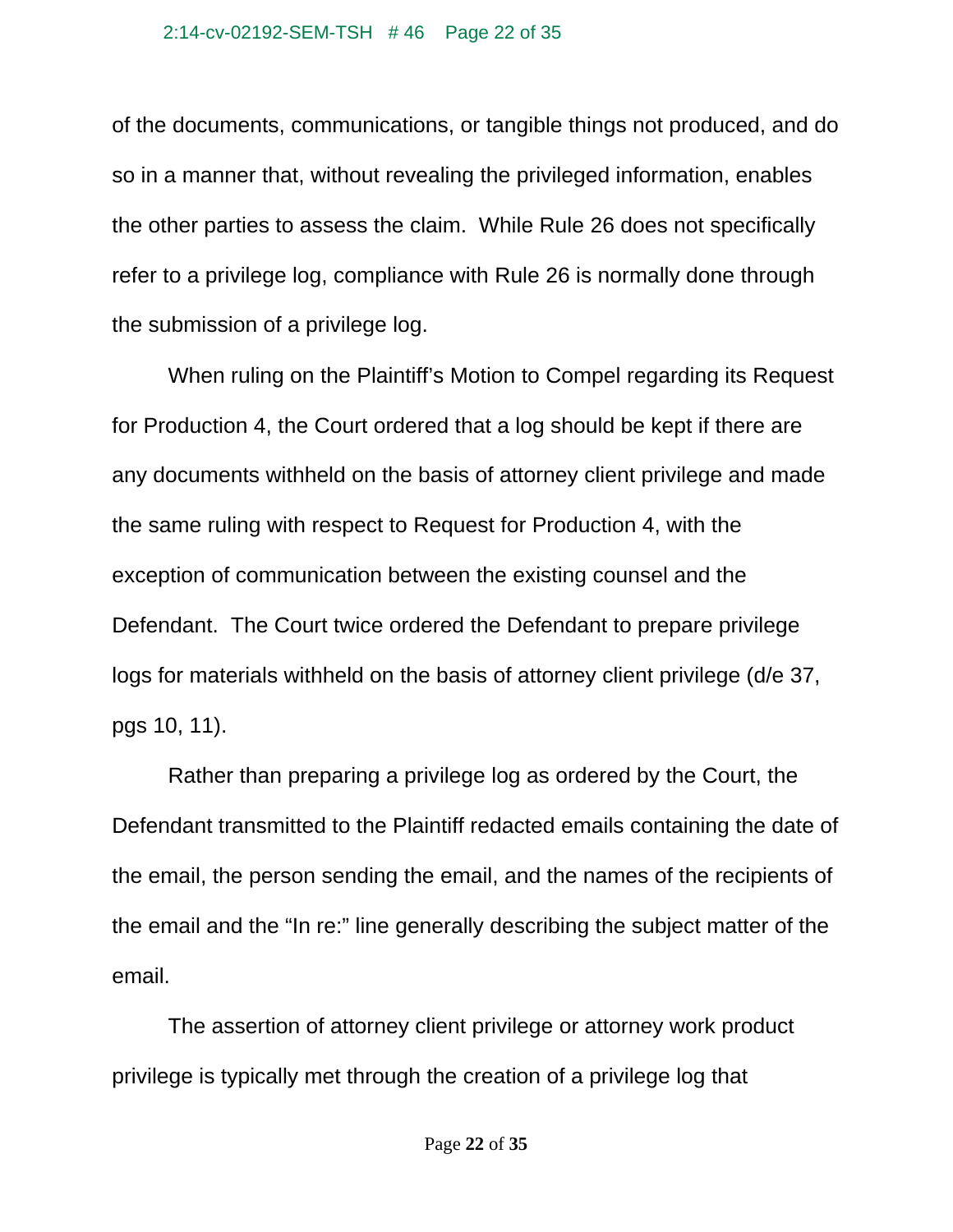of the documents, communications, or tangible things not produced, and do so in a manner that, without revealing the privileged information, enables the other parties to assess the claim.  While Rule 26 does not specifically refer to a privilege log, compliance with Rule 26 is normally done through the submission of a privilege log.

When ruling on the Plaintiff's Motion to Compel regarding its Request for Production 4, the Court ordered that a log should be kept if there are any documents withheld on the basis of attorney client privilege and made the same ruling with respect to Request for Production 4, with the exception of communication between the existing counsel and the Defendant.  The Court twice ordered the Defendant to prepare privilege logs for materials withheld on the basis of attorney client privilege (d/e 37, pgs 10, 11).

Rather than preparing a privilege log as ordered by the Court, the Defendant transmitted to the Plaintiff redacted emails containing the date of the email, the person sending the email, and the names of the recipients of the email and the "In re:" line generally describing the subject matter of the email.

The assertion of attorney client privilege or attorney work product privilege is typically met through the creation of a privilege log that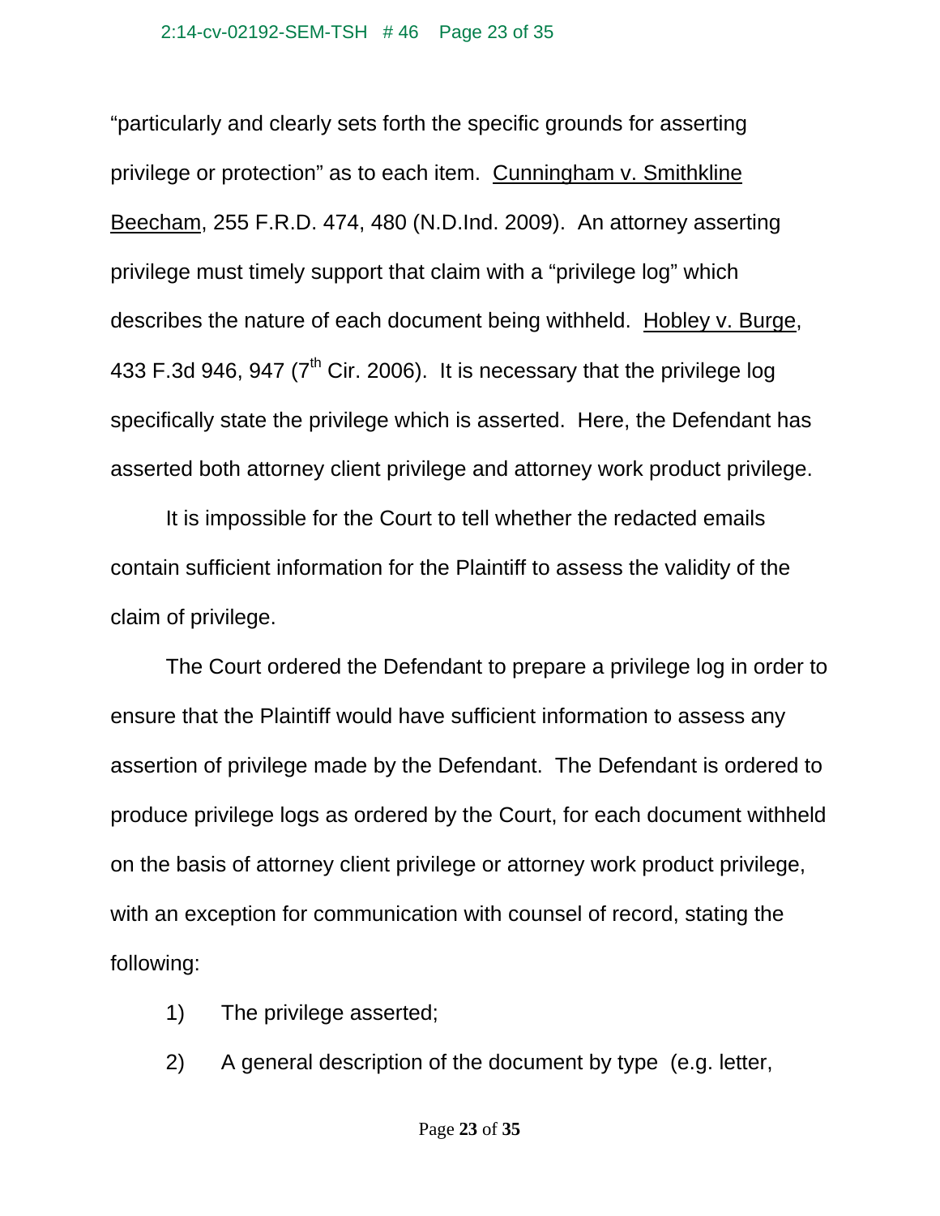"particularly and clearly sets forth the specific grounds for asserting privilege or protection" as to each item. Cunningham v. Smithkline Beecham, 255 F.R.D. 474, 480 (N.D.Ind. 2009). An attorney asserting privilege must timely support that claim with a "privilege log" which describes the nature of each document being withheld. Hobley v. Burge, 433 F.3d 946, 947 (7th Cir. 2006). It is necessary that the privilege log specifically state the privilege which is asserted. Here, the Defendant has asserted both attorney client privilege and attorney work product privilege.

It is impossible for the Court to tell whether the redacted emails contain sufficient information for the Plaintiff to assess the validity of the claim of privilege.

The Court ordered the Defendant to prepare a privilege log in order to ensure that the Plaintiff would have sufficient information to assess any assertion of privilege made by the Defendant. The Defendant is ordered to produce privilege logs as ordered by the Court, for each document withheld on the basis of attorney client privilege or attorney work product privilege, with an exception for communication with counsel of record, stating the following:

1) The privilege asserted;

2) A general description of the document by type (e.g. letter,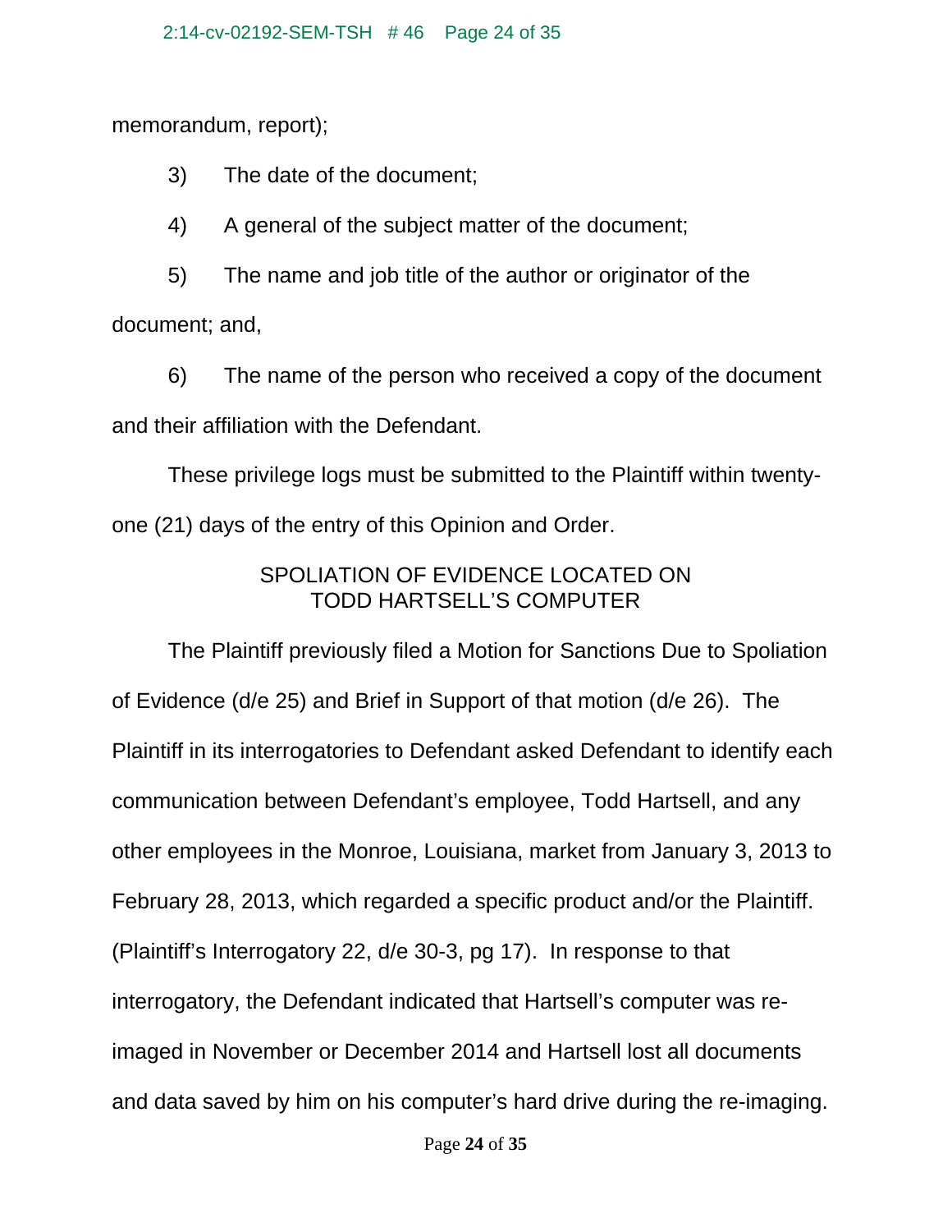memorandum, report);

3) The date of the document;

4) A general of the subject matter of the document;

5) The name and job title of the author or originator of the document; and,

6) The name of the person who received a copy of the document and their affiliation with the Defendant.

These privilege logs must be submitted to the Plaintiff within twenty-one (21) days of the entry of this Opinion and Order.

## SPOLIATION OF EVIDENCE LOCATED ON TODD HARTSELL'S COMPUTER

The Plaintiff previously filed a Motion for Sanctions Due to Spoliation of Evidence (d/e 25) and Brief in Support of that motion (d/e 26). The Plaintiff in its interrogatories to Defendant asked Defendant to identify each communication between Defendant's employee, Todd Hartsell, and any other employees in the Monroe, Louisiana, market from January 3, 2013 to February 28, 2013, which regarded a specific product and/or the Plaintiff. (Plaintiff's Interrogatory 22, d/e 30-3, pg 17). In response to that interrogatory, the Defendant indicated that Hartsell's computer was re-imaged in November or December 2014 and Hartsell lost all documents and data saved by him on his computer's hard drive during the re-imaging.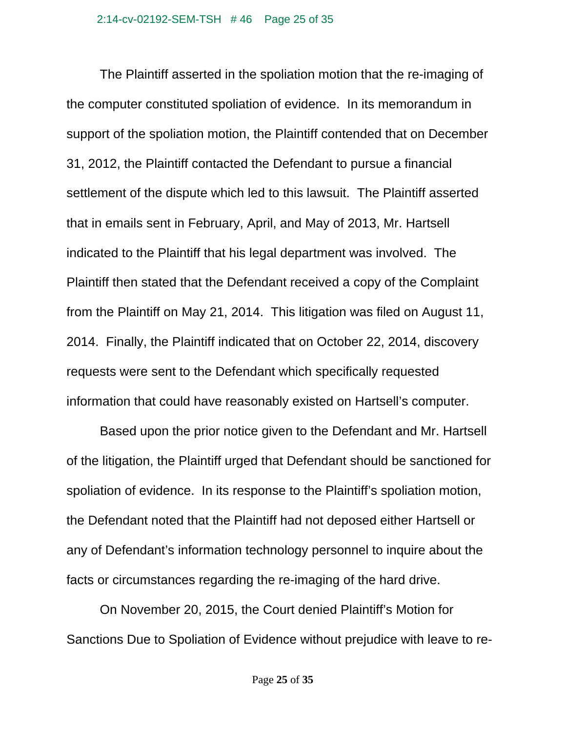The Plaintiff asserted in the spoliation motion that the re-imaging of the computer constituted spoliation of evidence. In its memorandum in support of the spoliation motion, the Plaintiff contended that on December 31, 2012, the Plaintiff contacted the Defendant to pursue a financial settlement of the dispute which led to this lawsuit. The Plaintiff asserted that in emails sent in February, April, and May of 2013, Mr. Hartsell indicated to the Plaintiff that his legal department was involved. The Plaintiff then stated that the Defendant received a copy of the Complaint from the Plaintiff on May 21, 2014. This litigation was filed on August 11, 2014. Finally, the Plaintiff indicated that on October 22, 2014, discovery requests were sent to the Defendant which specifically requested information that could have reasonably existed on Hartsell's computer.

Based upon the prior notice given to the Defendant and Mr. Hartsell of the litigation, the Plaintiff urged that Defendant should be sanctioned for spoliation of evidence. In its response to the Plaintiff's spoliation motion, the Defendant noted that the Plaintiff had not deposed either Hartsell or any of Defendant's information technology personnel to inquire about the facts or circumstances regarding the re-imaging of the hard drive.

On November 20, 2015, the Court denied Plaintiff's Motion for Sanctions Due to Spoliation of Evidence without prejudice with leave to re-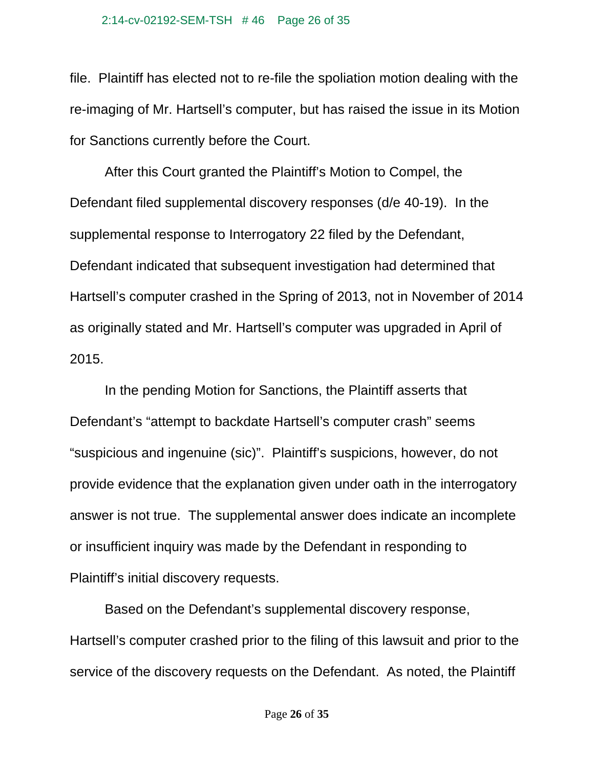file. Plaintiff has elected not to re-file the spoliation motion dealing with the re-imaging of Mr. Hartsell's computer, but has raised the issue in its Motion for Sanctions currently before the Court.

After this Court granted the Plaintiff's Motion to Compel, the Defendant filed supplemental discovery responses (d/e 40-19). In the supplemental response to Interrogatory 22 filed by the Defendant, Defendant indicated that subsequent investigation had determined that Hartsell's computer crashed in the Spring of 2013, not in November of 2014 as originally stated and Mr. Hartsell's computer was upgraded in April of 2015.

In the pending Motion for Sanctions, the Plaintiff asserts that Defendant's "attempt to backdate Hartsell's computer crash" seems "suspicious and ingenuine (sic)". Plaintiff's suspicions, however, do not provide evidence that the explanation given under oath in the interrogatory answer is not true. The supplemental answer does indicate an incomplete or insufficient inquiry was made by the Defendant in responding to Plaintiff's initial discovery requests.

Based on the Defendant's supplemental discovery response, Hartsell's computer crashed prior to the filing of this lawsuit and prior to the service of the discovery requests on the Defendant. As noted, the Plaintiff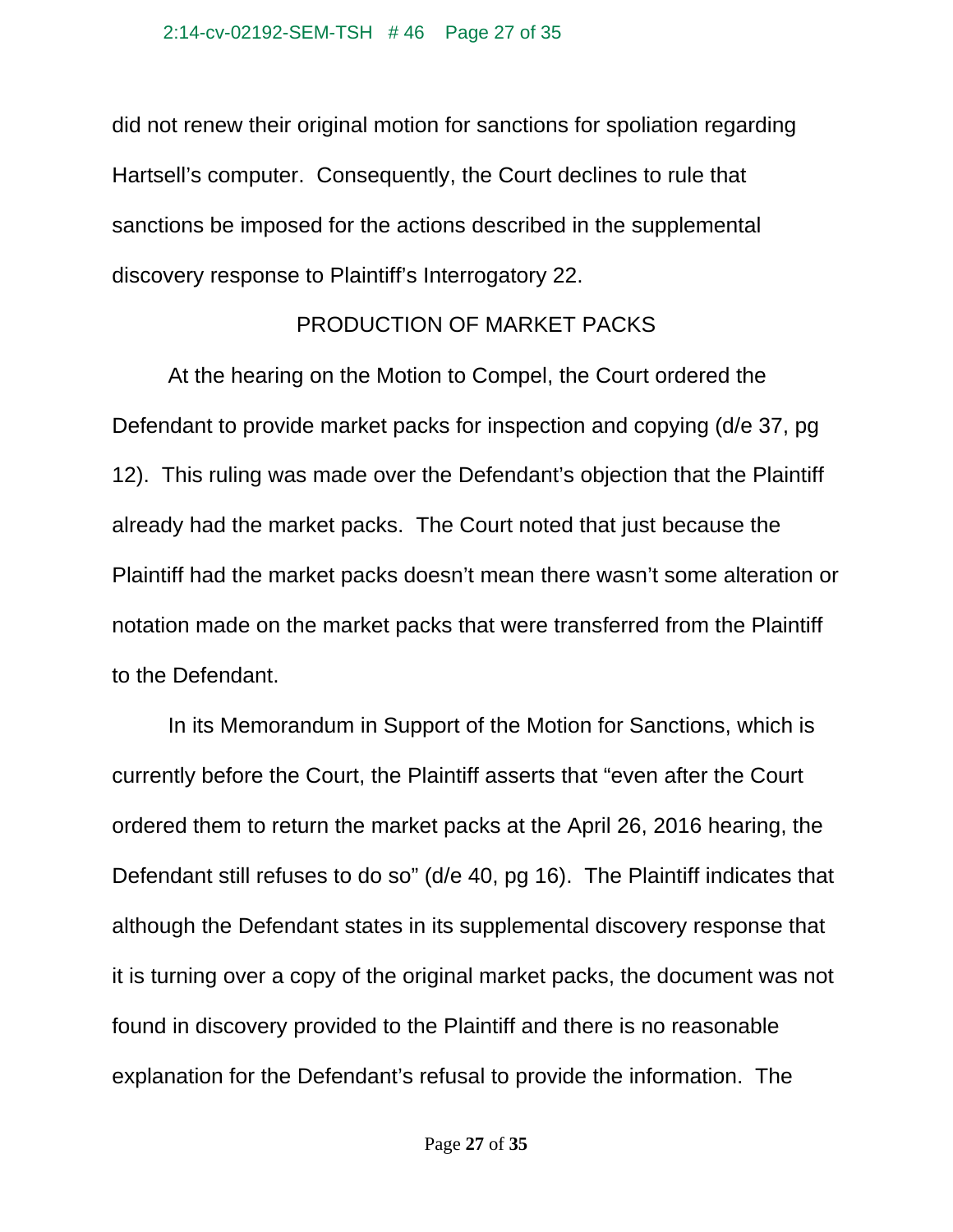did not renew their original motion for sanctions for spoliation regarding Hartsell's computer. Consequently, the Court declines to rule that sanctions be imposed for the actions described in the supplemental discovery response to Plaintiff's Interrogatory 22.

## PRODUCTION OF MARKET PACKS

At the hearing on the Motion to Compel, the Court ordered the Defendant to provide market packs for inspection and copying (d/e 37, pg 12). This ruling was made over the Defendant's objection that the Plaintiff already had the market packs. The Court noted that just because the Plaintiff had the market packs doesn't mean there wasn't some alteration or notation made on the market packs that were transferred from the Plaintiff to the Defendant.

In its Memorandum in Support of the Motion for Sanctions, which is currently before the Court, the Plaintiff asserts that "even after the Court ordered them to return the market packs at the April 26, 2016 hearing, the Defendant still refuses to do so" (d/e 40, pg 16). The Plaintiff indicates that although the Defendant states in its supplemental discovery response that it is turning over a copy of the original market packs, the document was not found in discovery provided to the Plaintiff and there is no reasonable explanation for the Defendant's refusal to provide the information. The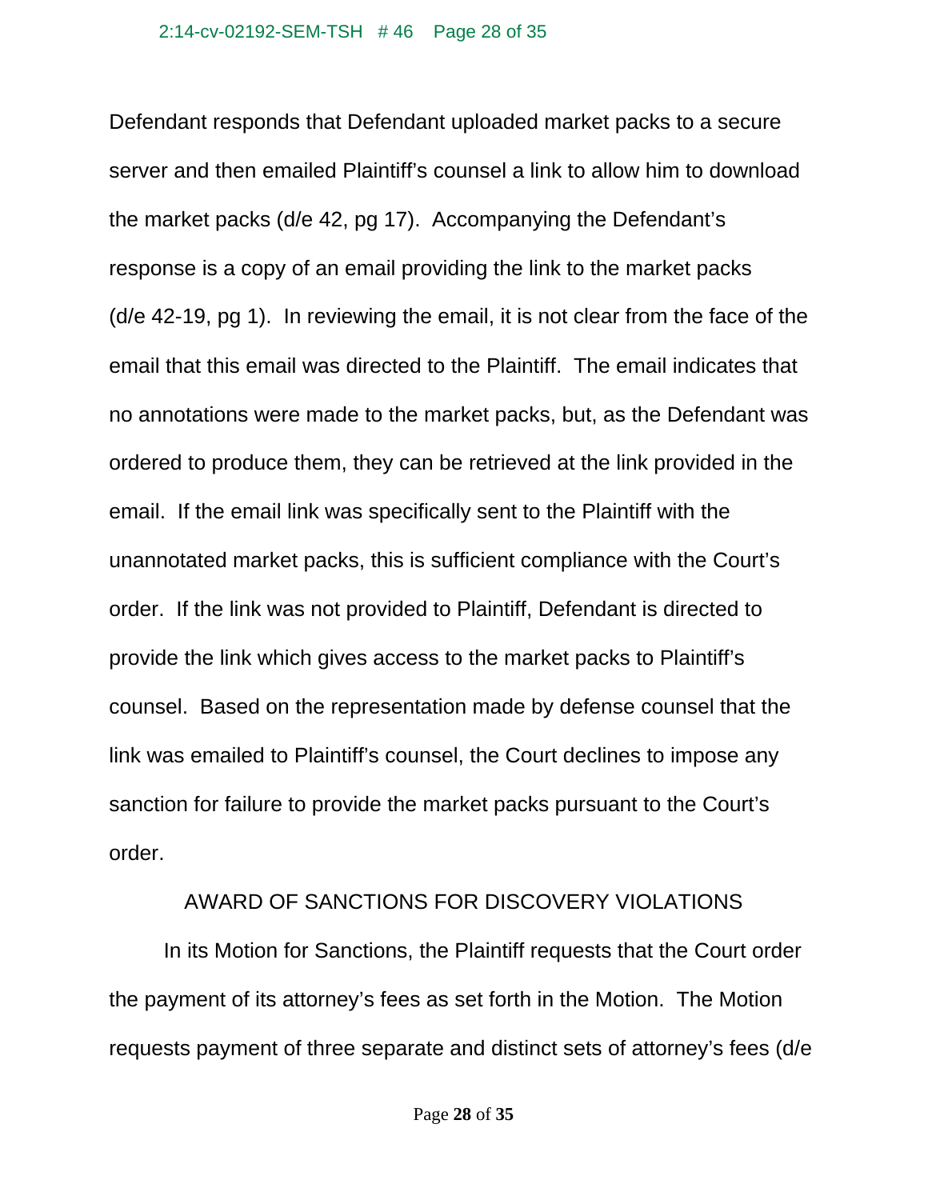Defendant responds that Defendant uploaded market packs to a secure server and then emailed Plaintiff's counsel a link to allow him to download the market packs (d/e 42, pg 17). Accompanying the Defendant's response is a copy of an email providing the link to the market packs (d/e 42-19, pg 1). In reviewing the email, it is not clear from the face of the email that this email was directed to the Plaintiff. The email indicates that no annotations were made to the market packs, but, as the Defendant was ordered to produce them, they can be retrieved at the link provided in the email. If the email link was specifically sent to the Plaintiff with the unannotated market packs, this is sufficient compliance with the Court's order. If the link was not provided to Plaintiff, Defendant is directed to provide the link which gives access to the market packs to Plaintiff's counsel. Based on the representation made by defense counsel that the link was emailed to Plaintiff's counsel, the Court declines to impose any sanction for failure to provide the market packs pursuant to the Court's order.

## AWARD OF SANCTIONS FOR DISCOVERY VIOLATIONS

In its Motion for Sanctions, the Plaintiff requests that the Court order the payment of its attorney's fees as set forth in the Motion. The Motion requests payment of three separate and distinct sets of attorney's fees (d/e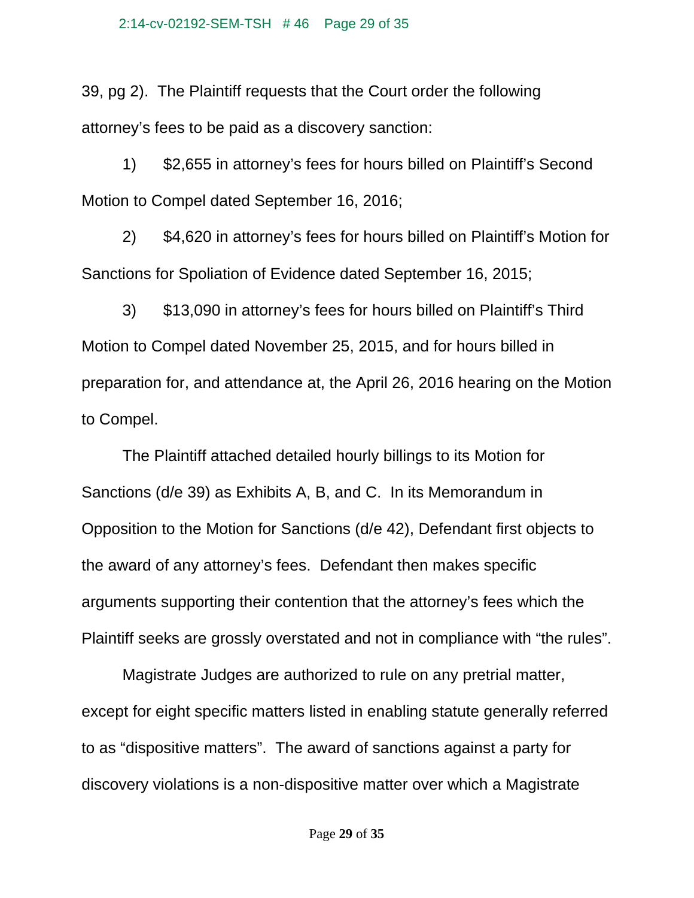39, pg 2). The Plaintiff requests that the Court order the following attorney's fees to be paid as a discovery sanction:

1) $2,655 in attorney's fees for hours billed on Plaintiff's Second Motion to Compel dated September 16, 2016;

2) $4,620 in attorney's fees for hours billed on Plaintiff's Motion for Sanctions for Spoliation of Evidence dated September 16, 2015;

3) $13,090 in attorney's fees for hours billed on Plaintiff's Third Motion to Compel dated November 25, 2015, and for hours billed in preparation for, and attendance at, the April 26, 2016 hearing on the Motion to Compel.

The Plaintiff attached detailed hourly billings to its Motion for Sanctions (d/e 39) as Exhibits A, B, and C. In its Memorandum in Opposition to the Motion for Sanctions (d/e 42), Defendant first objects to the award of any attorney's fees. Defendant then makes specific arguments supporting their contention that the attorney's fees which the Plaintiff seeks are grossly overstated and not in compliance with "the rules".

Magistrate Judges are authorized to rule on any pretrial matter, except for eight specific matters listed in enabling statute generally referred to as "dispositive matters". The award of sanctions against a party for discovery violations is a non-dispositive matter over which a Magistrate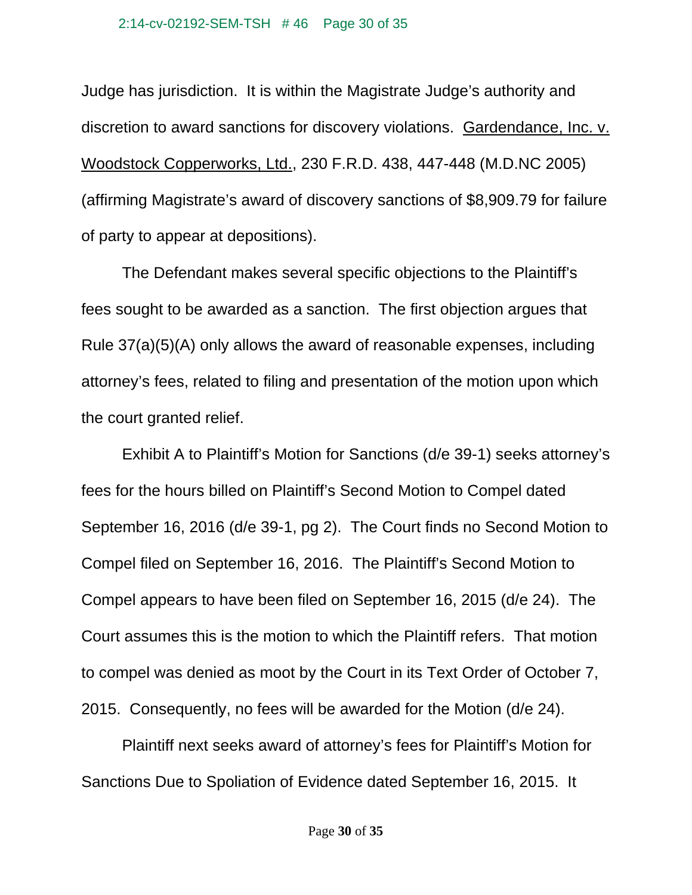Judge has jurisdiction. It is within the Magistrate Judge's authority and discretion to award sanctions for discovery violations. Gardendance, Inc. v. Woodstock Copperworks, Ltd., 230 F.R.D. 438, 447-448 (M.D.NC 2005) (affirming Magistrate's award of discovery sanctions of $8,909.79 for failure of party to appear at depositions).

The Defendant makes several specific objections to the Plaintiff's fees sought to be awarded as a sanction. The first objection argues that Rule 37(a)(5)(A) only allows the award of reasonable expenses, including attorney's fees, related to filing and presentation of the motion upon which the court granted relief.

Exhibit A to Plaintiff's Motion for Sanctions (d/e 39-1) seeks attorney's fees for the hours billed on Plaintiff's Second Motion to Compel dated September 16, 2016 (d/e 39-1, pg 2). The Court finds no Second Motion to Compel filed on September 16, 2016. The Plaintiff's Second Motion to Compel appears to have been filed on September 16, 2015 (d/e 24). The Court assumes this is the motion to which the Plaintiff refers. That motion to compel was denied as moot by the Court in its Text Order of October 7, 2015. Consequently, no fees will be awarded for the Motion (d/e 24).

Plaintiff next seeks award of attorney's fees for Plaintiff's Motion for Sanctions Due to Spoliation of Evidence dated September 16, 2015. It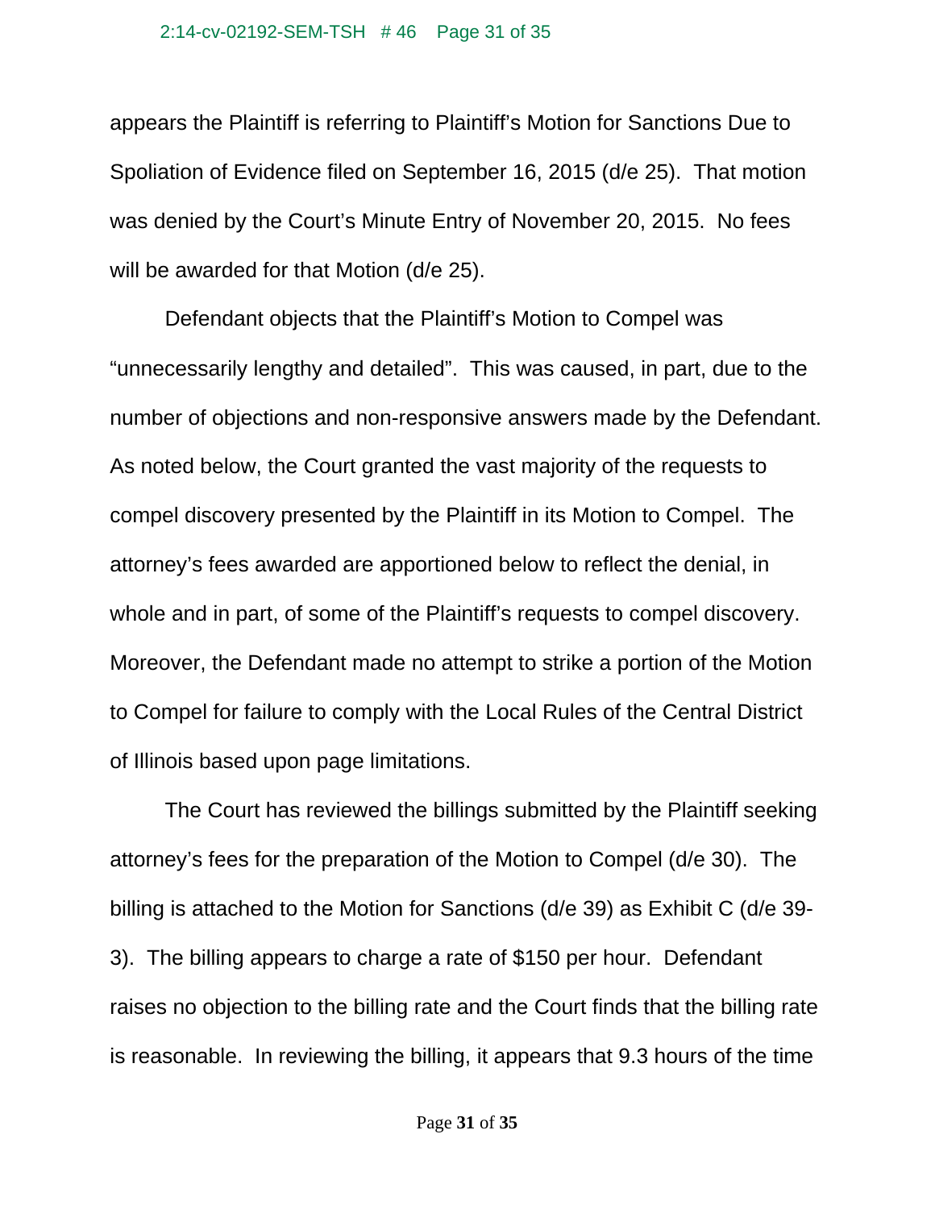appears the Plaintiff is referring to Plaintiff's Motion for Sanctions Due to Spoliation of Evidence filed on September 16, 2015 (d/e 25). That motion was denied by the Court's Minute Entry of November 20, 2015. No fees will be awarded for that Motion (d/e 25).

Defendant objects that the Plaintiff's Motion to Compel was "unnecessarily lengthy and detailed". This was caused, in part, due to the number of objections and non-responsive answers made by the Defendant. As noted below, the Court granted the vast majority of the requests to compel discovery presented by the Plaintiff in its Motion to Compel. The attorney's fees awarded are apportioned below to reflect the denial, in whole and in part, of some of the Plaintiff's requests to compel discovery. Moreover, the Defendant made no attempt to strike a portion of the Motion to Compel for failure to comply with the Local Rules of the Central District of Illinois based upon page limitations.

The Court has reviewed the billings submitted by the Plaintiff seeking attorney's fees for the preparation of the Motion to Compel (d/e 30). The billing is attached to the Motion for Sanctions (d/e 39) as Exhibit C (d/e 39-3). The billing appears to charge a rate of $150 per hour. Defendant raises no objection to the billing rate and the Court finds that the billing rate is reasonable. In reviewing the billing, it appears that 9.3 hours of the time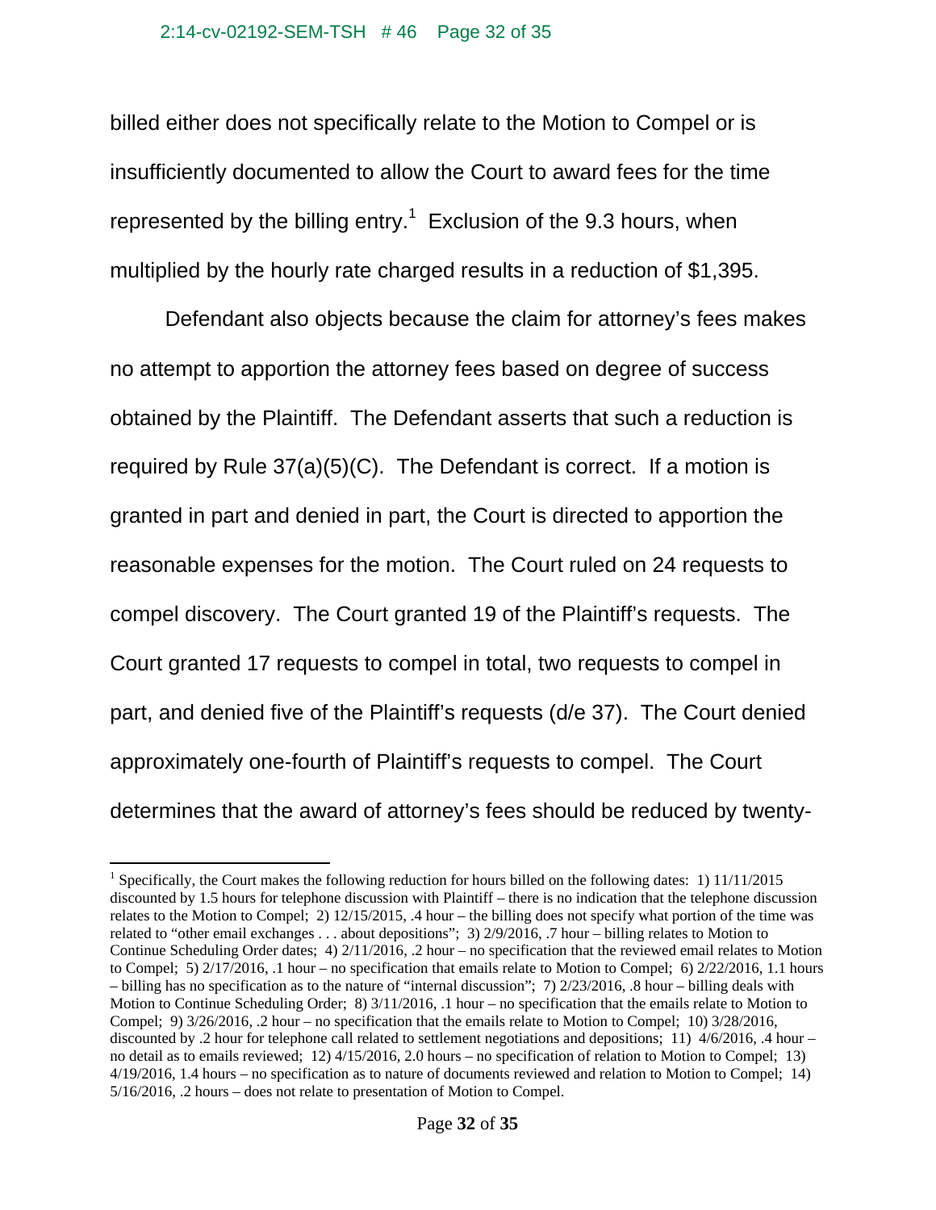billed either does not specifically relate to the Motion to Compel or is insufficiently documented to allow the Court to award fees for the time represented by the billing entry.[1] Exclusion of the 9.3 hours, when multiplied by the hourly rate charged results in a reduction of $1,395.

Defendant also objects because the claim for attorney's fees makes no attempt to apportion the attorney fees based on degree of success obtained by the Plaintiff. The Defendant asserts that such a reduction is required by Rule 37(a)(5)(C). The Defendant is correct. If a motion is granted in part and denied in part, the Court is directed to apportion the reasonable expenses for the motion. The Court ruled on 24 requests to compel discovery. The Court granted 19 of the Plaintiff's requests. The Court granted 17 requests to compel in total, two requests to compel in part, and denied five of the Plaintiff's requests (d/e 37). The Court denied approximately one-fourth of Plaintiff's requests to compel. The Court determines that the award of attorney's fees should be reduced by twenty-

[1] Specifically, the Court makes the following reduction for hours billed on the following dates: 1) 11/11/2015 discounted by 1.5 hours for telephone discussion with Plaintiff – there is no indication that the telephone discussion relates to the Motion to Compel; 2) 12/15/2015, .4 hour – the billing does not specify what portion of the time was related to "other email exchanges . . . about depositions"; 3) 2/9/2016, .7 hour – billing relates to Motion to Continue Scheduling Order dates; 4) 2/11/2016, .2 hour – no specification that the reviewed email relates to Motion to Compel; 5) 2/17/2016, .1 hour – no specification that emails relate to Motion to Compel; 6) 2/22/2016, 1.1 hours – billing has no specification as to the nature of "internal discussion"; 7) 2/23/2016, .8 hour – billing deals with Motion to Continue Scheduling Order; 8) 3/11/2016, .1 hour – no specification that the emails relate to Motion to Compel; 9) 3/26/2016, .2 hour – no specification that the emails relate to Motion to Compel; 10) 3/28/2016, discounted by .2 hour for telephone call related to settlement negotiations and depositions; 11) 4/6/2016, .4 hour – no detail as to emails reviewed; 12) 4/15/2016, 2.0 hours – no specification of relation to Motion to Compel; 13) 4/19/2016, 1.4 hours – no specification as to nature of documents reviewed and relation to Motion to Compel; 14) 5/16/2016, .2 hours – does not relate to presentation of Motion to Compel.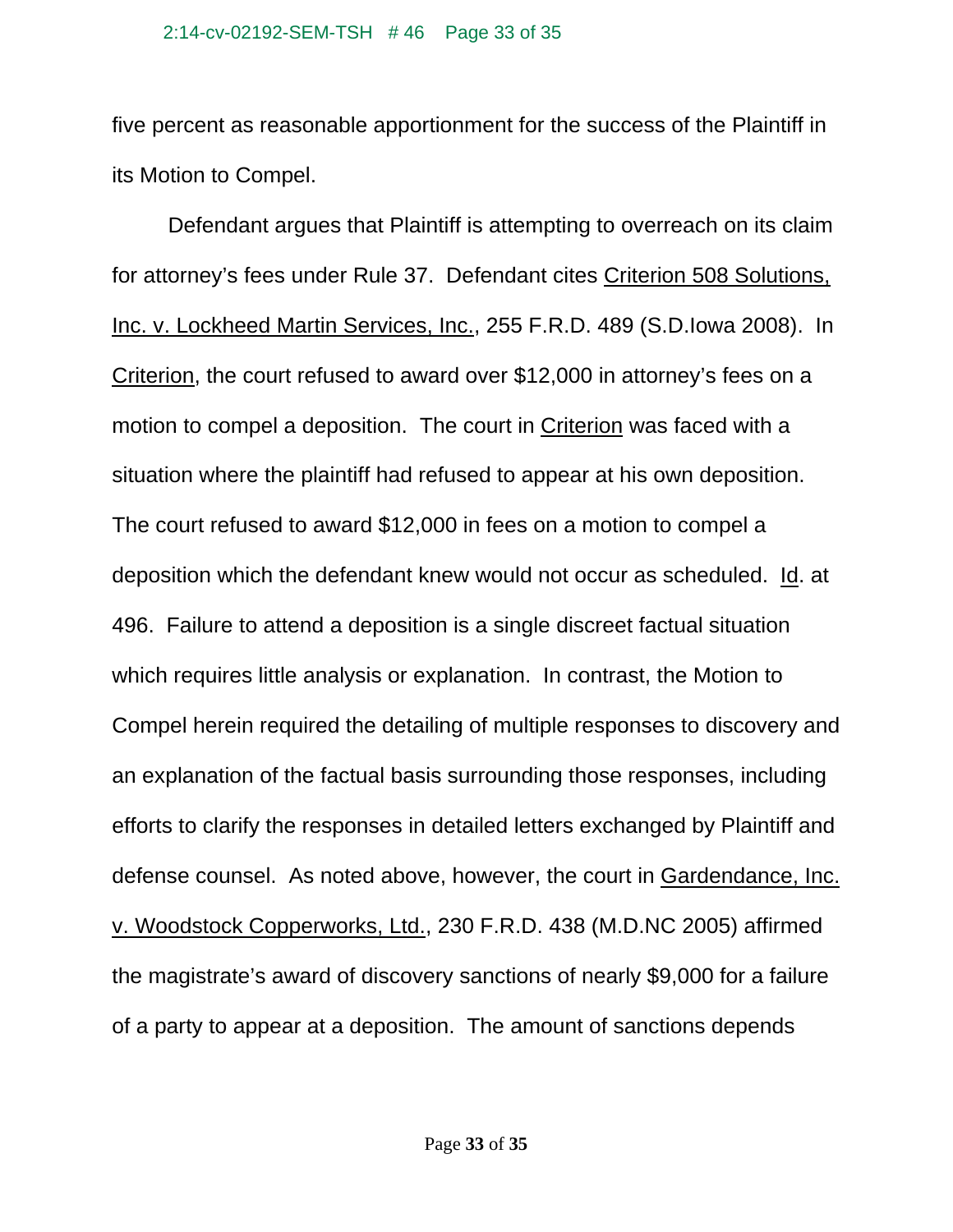five percent as reasonable apportionment for the success of the Plaintiff in its Motion to Compel.

Defendant argues that Plaintiff is attempting to overreach on its claim for attorney's fees under Rule 37. Defendant cites Criterion 508 Solutions, Inc. v. Lockheed Martin Services, Inc., 255 F.R.D. 489 (S.D.Iowa 2008). In Criterion, the court refused to award over $12,000 in attorney's fees on a motion to compel a deposition. The court in Criterion was faced with a situation where the plaintiff had refused to appear at his own deposition. The court refused to award $12,000 in fees on a motion to compel a deposition which the defendant knew would not occur as scheduled. Id. at 496. Failure to attend a deposition is a single discreet factual situation which requires little analysis or explanation. In contrast, the Motion to Compel herein required the detailing of multiple responses to discovery and an explanation of the factual basis surrounding those responses, including efforts to clarify the responses in detailed letters exchanged by Plaintiff and defense counsel. As noted above, however, the court in Gardendance, Inc. v. Woodstock Copperworks, Ltd., 230 F.R.D. 438 (M.D.NC 2005) affirmed the magistrate's award of discovery sanctions of nearly $9,000 for a failure of a party to appear at a deposition. The amount of sanctions depends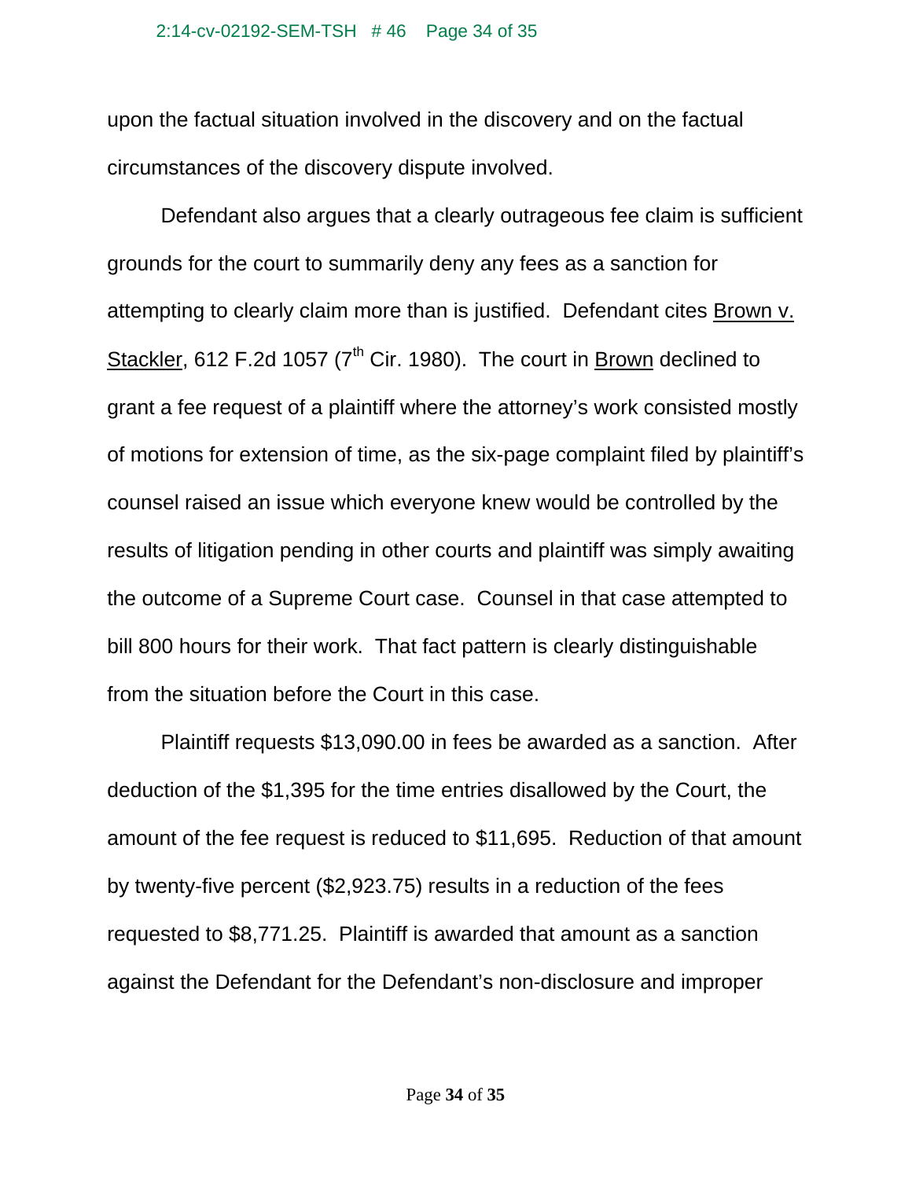upon the factual situation involved in the discovery and on the factual circumstances of the discovery dispute involved.

Defendant also argues that a clearly outrageous fee claim is sufficient grounds for the court to summarily deny any fees as a sanction for attempting to clearly claim more than is justified. Defendant cites Brown v. Stackler, 612 F.2d 1057 (7th Cir. 1980). The court in Brown declined to grant a fee request of a plaintiff where the attorney's work consisted mostly of motions for extension of time, as the six-page complaint filed by plaintiff's counsel raised an issue which everyone knew would be controlled by the results of litigation pending in other courts and plaintiff was simply awaiting the outcome of a Supreme Court case. Counsel in that case attempted to bill 800 hours for their work. That fact pattern is clearly distinguishable from the situation before the Court in this case.

Plaintiff requests $13,090.00 in fees be awarded as a sanction. After deduction of the $1,395 for the time entries disallowed by the Court, the amount of the fee request is reduced to $11,695. Reduction of that amount by twenty-five percent ($2,923.75) results in a reduction of the fees requested to $8,771.25. Plaintiff is awarded that amount as a sanction against the Defendant for the Defendant's non-disclosure and improper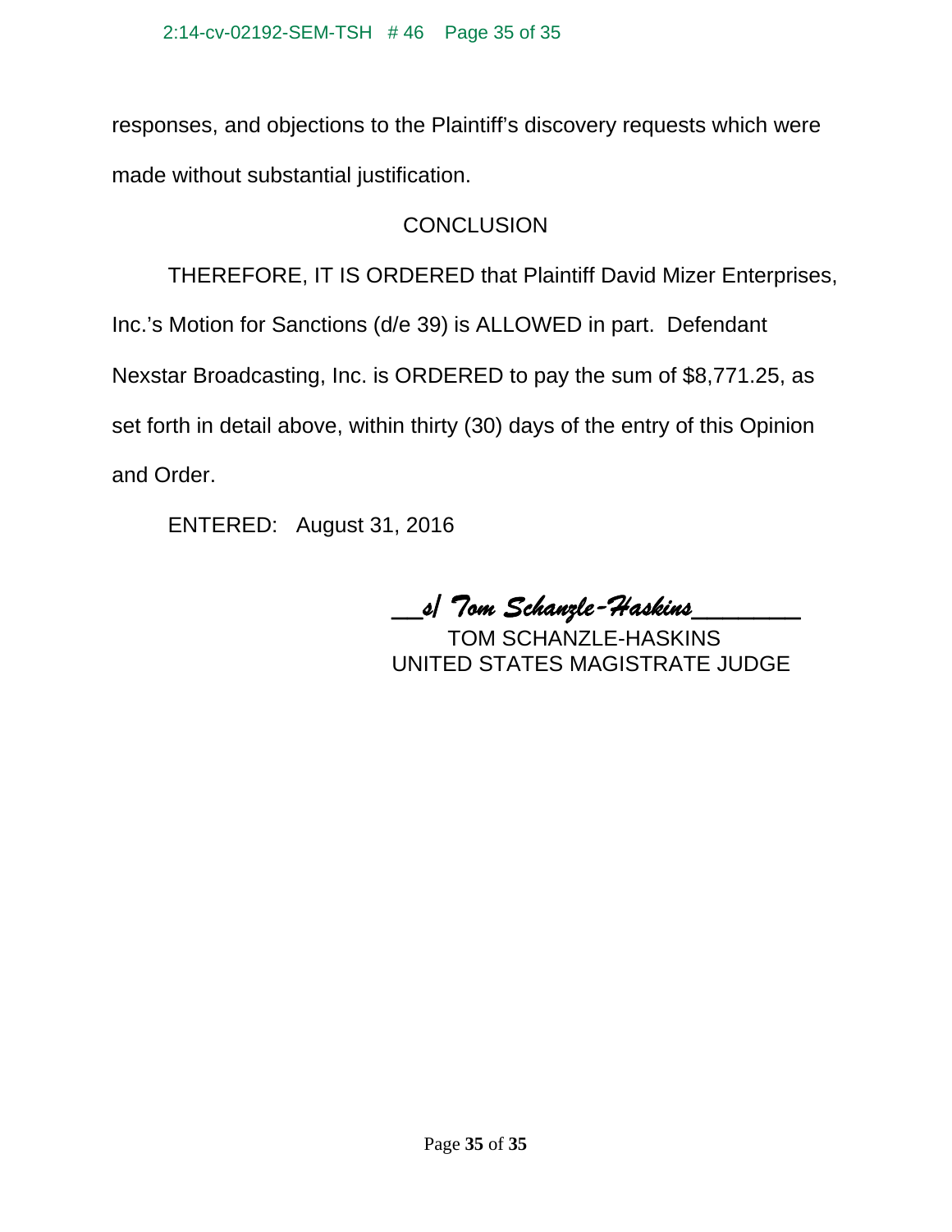responses, and objections to the Plaintiff's discovery requests which were made without substantial justification.

## CONCLUSION

THEREFORE, IT IS ORDERED that Plaintiff David Mizer Enterprises, Inc.'s Motion for Sanctions (d/e 39) is ALLOWED in part. Defendant Nexstar Broadcasting, Inc. is ORDERED to pay the sum of $8,771.25, as set forth in detail above, within thirty (30) days of the entry of this Opinion and Order.

ENTERED: August 31, 2016

__s/ Tom Schanzle-Haskins________
TOM SCHANZLE-HASKINS
UNITED STATES MAGISTRATE JUDGE